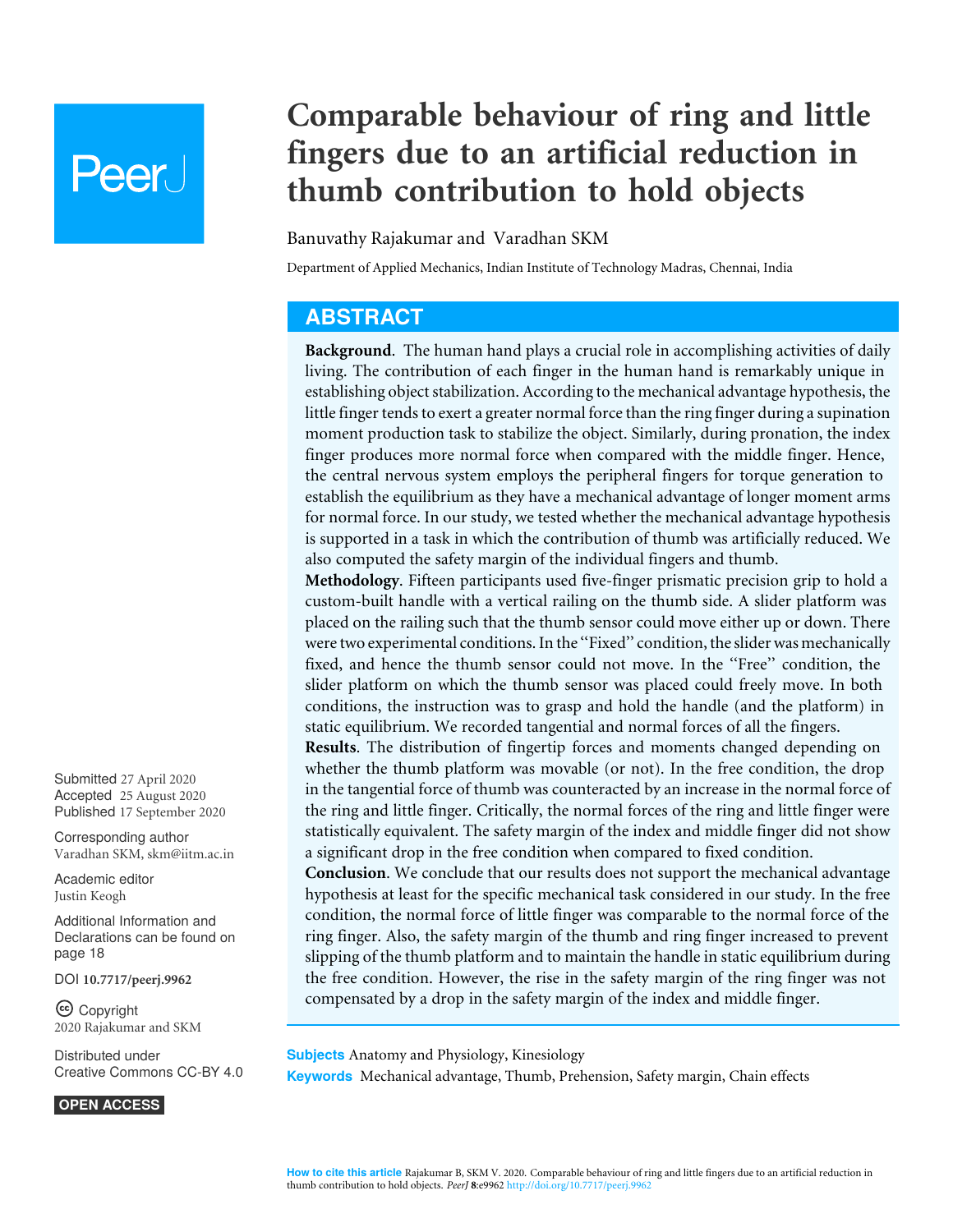# Comparable behaviour of ring and little fingers due to an artificial reduction in thumb contribution to hold objects

Banuvathy Rajakumar and Varadhan SKM

Department of Applied Mechanics, Indian Institute of Technology Madras, Chennai, India

## ABSTRACT

**Background**. The human hand plays a crucial role in accomplishing activities of daily living. The contribution of each finger in the human hand is remarkably unique in establishing object stabilization. According to the mechanical advantage hypothesis, the little finger tends to exert a greater normal force than the ring finger during a supination moment production task to stabilize the object. Similarly, during pronation, the index finger produces more normal force when compared with the middle finger. Hence, the central nervous system employs the peripheral fingers for torque generation to establish the equilibrium as they have a mechanical advantage of longer moment arms for normal force. In our study, we tested whether the mechanical advantage hypothesis is supported in a task in which the contribution of thumb was artificially reduced. We also computed the safety margin of the individual fingers and thumb.

**Methodology**. Fifteen participants used five-finger prismatic precision grip to hold a custom-built handle with a vertical railing on the thumb side. A slider platform was placed on the railing such that the thumb sensor could move either up or down. There were two experimental conditions. In the "Fixed" condition, the slider was mechanically fixed, and hence the thumb sensor could not move. In the "Free" condition, the slider platform on which the thumb sensor was placed could freely move. In both conditions, the instruction was to grasp and hold the handle (and the platform) in static equilibrium. We recorded tangential and normal forces of all the fingers.

**Results**. The distribution of fingertip forces and moments changed depending on whether the thumb platform was movable (or not). In the free condition, the drop in the tangential force of thumb was counteracted by an increase in the normal force of the ring and little finger. Critically, the normal forces of the ring and little finger were statistically equivalent. The safety margin of the index and middle finger did not show a significant drop in the free condition when compared to fixed condition.

**Conclusion**. We conclude that our results does not support the mechanical advantage hypothesis at least for the specific mechanical task considered in our study. In the free condition, the normal force of little finger was comparable to the normal force of the ring finger. Also, the safety margin of the thumb and ring finger increased to prevent slipping of the thumb platform and to maintain the handle in static equilibrium during the free condition. However, the rise in the safety margin of the ring finger was not compensated by a drop in the safety margin of the index and middle finger.

**Subjects** Anatomy and Physiology, Kinesiology

**Keywords** Mechanical advantage, Thumb, Prehension, Safety margin, Chain effects

Submitted 27 April 2020
Accepted 25 August 2020
Published 17 September 2020

Corresponding author
Varadhan SKM, skm@iitm.ac.in

Academic editor
Justin Keogh

Additional Information and Declarations can be found on page 18

DOI 10.7717/peerj.9962

Copyright
2020 Rajakumar and SKM

Distributed under
Creative Commons CC-BY 4.0

OPEN ACCESS

**How to cite this article** Rajakumar B, SKM V. 2020. Comparable behaviour of ring and little fingers due to an artificial reduction in thumb contribution to hold objects. *PeerJ* 8:e9962 http://doi.org/10.7717/peerj.9962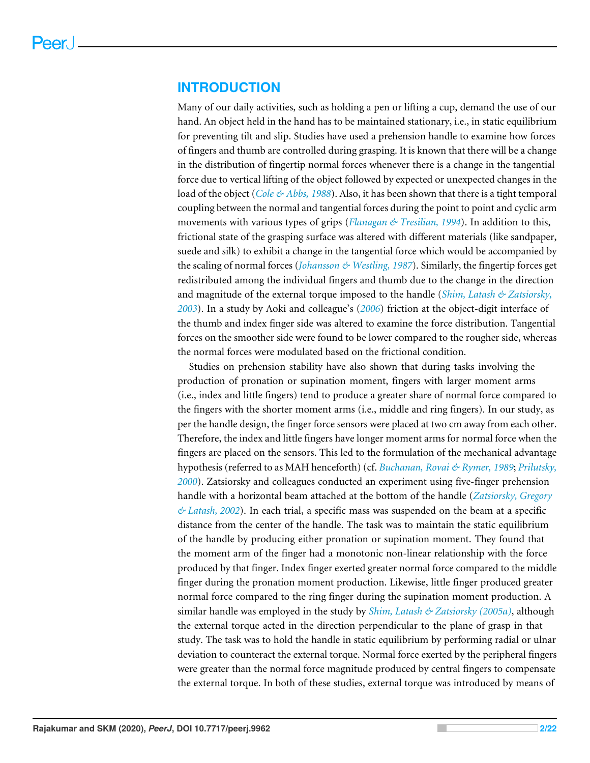## INTRODUCTION

Many of our daily activities, such as holding a pen or lifting a cup, demand the use of our hand. An object held in the hand has to be maintained stationary, i.e., in static equilibrium for preventing tilt and slip. Studies have used a prehension handle to examine how forces of fingers and thumb are controlled during grasping. It is known that there will be a change in the distribution of fingertip normal forces whenever there is a change in the tangential force due to vertical lifting of the object followed by expected or unexpected changes in the load of the object (*Cole & Abbs, 1988*). Also, it has been shown that there is a tight temporal coupling between the normal and tangential forces during the point to point and cyclic arm movements with various types of grips (*Flanagan & Tresilian, 1994*). In addition to this, frictional state of the grasping surface was altered with different materials (like sandpaper, suede and silk) to exhibit a change in the tangential force which would be accompanied by the scaling of normal forces (*Johansson & Westling, 1987*). Similarly, the fingertip forces get redistributed among the individual fingers and thumb due to the change in the direction and magnitude of the external torque imposed to the handle (*Shim, Latash & Zatsiorsky, 2003*). In a study by Aoki and colleague's (*2006*) friction at the object-digit interface of the thumb and index finger side was altered to examine the force distribution. Tangential forces on the smoother side were found to be lower compared to the rougher side, whereas the normal forces were modulated based on the frictional condition.

Studies on prehension stability have also shown that during tasks involving the production of pronation or supination moment, fingers with larger moment arms (i.e., index and little fingers) tend to produce a greater share of normal force compared to the fingers with the shorter moment arms (i.e., middle and ring fingers). In our study, as per the handle design, the finger force sensors were placed at two cm away from each other. Therefore, the index and little fingers have longer moment arms for normal force when the fingers are placed on the sensors. This led to the formulation of the mechanical advantage hypothesis (referred to as MAH henceforth) (cf. *Buchanan, Rovai & Rymer, 1989*; *Prilutsky, 2000*). Zatsiorsky and colleagues conducted an experiment using five-finger prehension handle with a horizontal beam attached at the bottom of the handle (*Zatsiorsky, Gregory & Latash, 2002*). In each trial, a specific mass was suspended on the beam at a specific distance from the center of the handle. The task was to maintain the static equilibrium of the handle by producing either pronation or supination moment. They found that the moment arm of the finger had a monotonic non-linear relationship with the force produced by that finger. Index finger exerted greater normal force compared to the middle finger during the pronation moment production. Likewise, little finger produced greater normal force compared to the ring finger during the supination moment production. A similar handle was employed in the study by *Shim, Latash & Zatsiorsky (2005a)*, although the external torque acted in the direction perpendicular to the plane of grasp in that study. The task was to hold the handle in static equilibrium by performing radial or ulnar deviation to counteract the external torque. Normal force exerted by the peripheral fingers were greater than the normal force magnitude produced by central fingers to compensate the external torque. In both of these studies, external torque was introduced by means of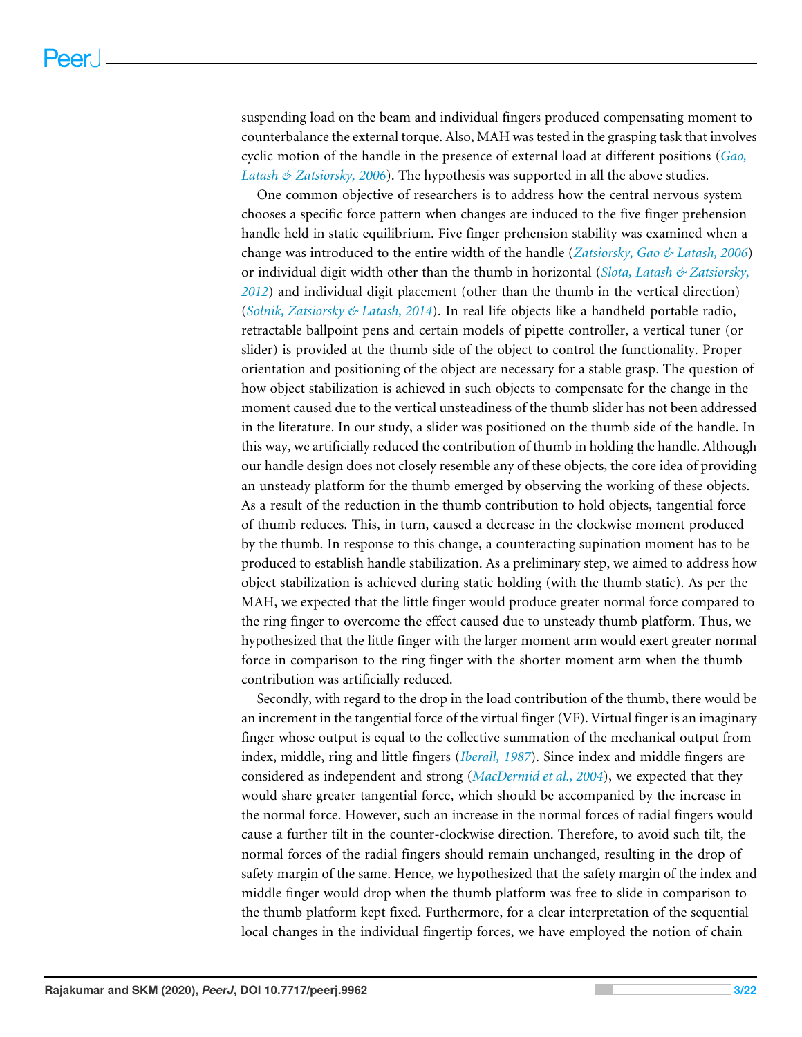suspending load on the beam and individual fingers produced compensating moment to counterbalance the external torque. Also, MAH was tested in the grasping task that involves cyclic motion of the handle in the presence of external load at different positions (*Gao, Latash & Zatsiorsky, 2006*). The hypothesis was supported in all the above studies.

One common objective of researchers is to address how the central nervous system chooses a specific force pattern when changes are induced to the five finger prehension handle held in static equilibrium. Five finger prehension stability was examined when a change was introduced to the entire width of the handle (*Zatsiorsky, Gao & Latash, 2006*) or individual digit width other than the thumb in horizontal (*Slota, Latash & Zatsiorsky, 2012*) and individual digit placement (other than the thumb in the vertical direction) (*Solnik, Zatsiorsky & Latash, 2014*). In real life objects like a handheld portable radio, retractable ballpoint pens and certain models of pipette controller, a vertical tuner (or slider) is provided at the thumb side of the object to control the functionality. Proper orientation and positioning of the object are necessary for a stable grasp. The question of how object stabilization is achieved in such objects to compensate for the change in the moment caused due to the vertical unsteadiness of the thumb slider has not been addressed in the literature. In our study, a slider was positioned on the thumb side of the handle. In this way, we artificially reduced the contribution of thumb in holding the handle. Although our handle design does not closely resemble any of these objects, the core idea of providing an unsteady platform for the thumb emerged by observing the working of these objects. As a result of the reduction in the thumb contribution to hold objects, tangential force of thumb reduces. This, in turn, caused a decrease in the clockwise moment produced by the thumb. In response to this change, a counteracting supination moment has to be produced to establish handle stabilization. As a preliminary step, we aimed to address how object stabilization is achieved during static holding (with the thumb static). As per the MAH, we expected that the little finger would produce greater normal force compared to the ring finger to overcome the effect caused due to unsteady thumb platform. Thus, we hypothesized that the little finger with the larger moment arm would exert greater normal force in comparison to the ring finger with the shorter moment arm when the thumb contribution was artificially reduced.

Secondly, with regard to the drop in the load contribution of the thumb, there would be an increment in the tangential force of the virtual finger (VF). Virtual finger is an imaginary finger whose output is equal to the collective summation of the mechanical output from index, middle, ring and little fingers (*Iberall, 1987*). Since index and middle fingers are considered as independent and strong (*MacDermid et al., 2004*), we expected that they would share greater tangential force, which should be accompanied by the increase in the normal force. However, such an increase in the normal forces of radial fingers would cause a further tilt in the counter-clockwise direction. Therefore, to avoid such tilt, the normal forces of the radial fingers should remain unchanged, resulting in the drop of safety margin of the same. Hence, we hypothesized that the safety margin of the index and middle finger would drop when the thumb platform was free to slide in comparison to the thumb platform kept fixed. Furthermore, for a clear interpretation of the sequential local changes in the individual fingertip forces, we have employed the notion of chain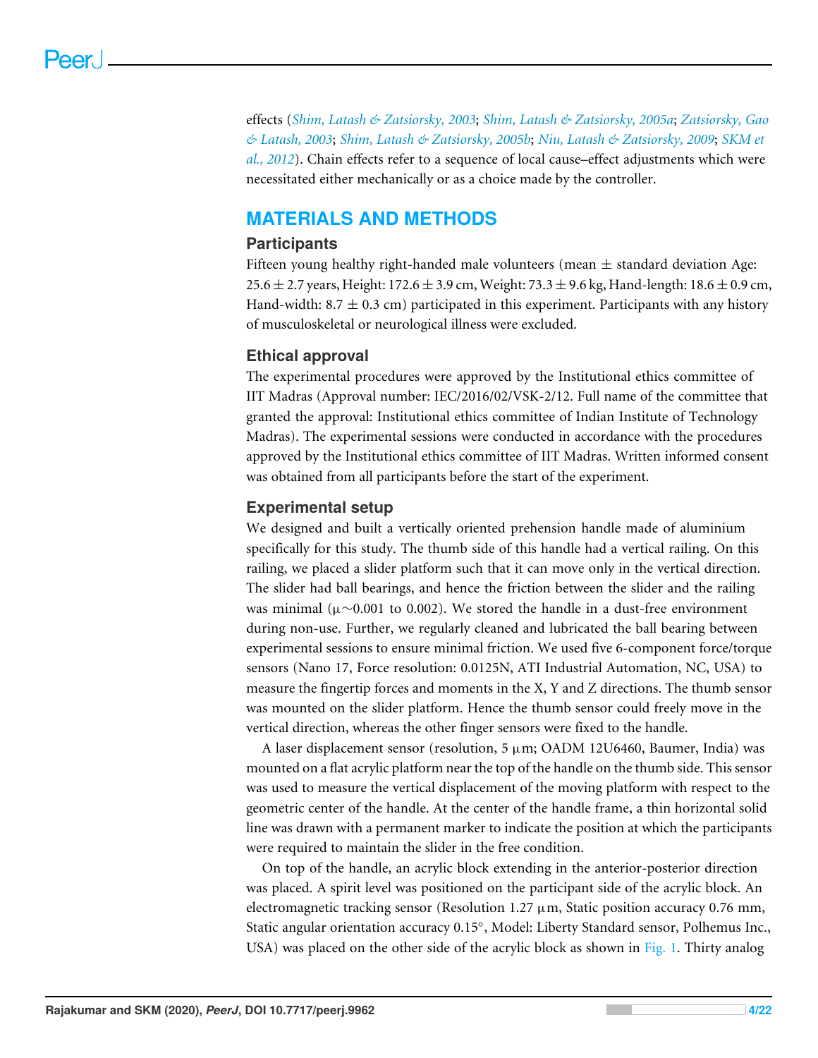effects (*Shim, Latash & Zatsiorsky, 2003*; *Shim, Latash & Zatsiorsky, 2005a*; *Zatsiorsky, Gao & Latash, 2003*; *Shim, Latash & Zatsiorsky, 2005b*; *Niu, Latash & Zatsiorsky, 2009*; *SKM et al., 2012*). Chain effects refer to a sequence of local cause–effect adjustments which were necessitated either mechanically or as a choice made by the controller.

# MATERIALS AND METHODS

## Participants

Fifteen young healthy right-handed male volunteers (mean ± standard deviation Age: 25.6 ± 2.7 years, Height: 172.6 ± 3.9 cm, Weight: 73.3 ± 9.6 kg, Hand-length: 18.6 ± 0.9 cm, Hand-width: 8.7 ± 0.3 cm) participated in this experiment. Participants with any history of musculoskeletal or neurological illness were excluded.

## Ethical approval

The experimental procedures were approved by the Institutional ethics committee of IIT Madras (Approval number: IEC/2016/02/VSK-2/12. Full name of the committee that granted the approval: Institutional ethics committee of Indian Institute of Technology Madras). The experimental sessions were conducted in accordance with the procedures approved by the Institutional ethics committee of IIT Madras. Written informed consent was obtained from all participants before the start of the experiment.

## Experimental setup

We designed and built a vertically oriented prehension handle made of aluminium specifically for this study. The thumb side of this handle had a vertical railing. On this railing, we placed a slider platform such that it can move only in the vertical direction. The slider had ball bearings, and hence the friction between the slider and the railing was minimal ($\mu \sim 0.001$ to 0.002). We stored the handle in a dust-free environment during non-use. Further, we regularly cleaned and lubricated the ball bearing between experimental sessions to ensure minimal friction. We used five 6-component force/torque sensors (Nano 17, Force resolution: 0.0125N, ATI Industrial Automation, NC, USA) to measure the fingertip forces and moments in the X, Y and Z directions. The thumb sensor was mounted on the slider platform. Hence the thumb sensor could freely move in the vertical direction, whereas the other finger sensors were fixed to the handle.

A laser displacement sensor (resolution, 5 μm; OADM 12U6460, Baumer, India) was mounted on a flat acrylic platform near the top of the handle on the thumb side. This sensor was used to measure the vertical displacement of the moving platform with respect to the geometric center of the handle. At the center of the handle frame, a thin horizontal solid line was drawn with a permanent marker to indicate the position at which the participants were required to maintain the slider in the free condition.

On top of the handle, an acrylic block extending in the anterior-posterior direction was placed. A spirit level was positioned on the participant side of the acrylic block. An electromagnetic tracking sensor (Resolution 1.27 μm, Static position accuracy 0.76 mm, Static angular orientation accuracy 0.15°, Model: Liberty Standard sensor, Polhemus Inc., USA) was placed on the other side of the acrylic block as shown in Fig. 1. Thirty analog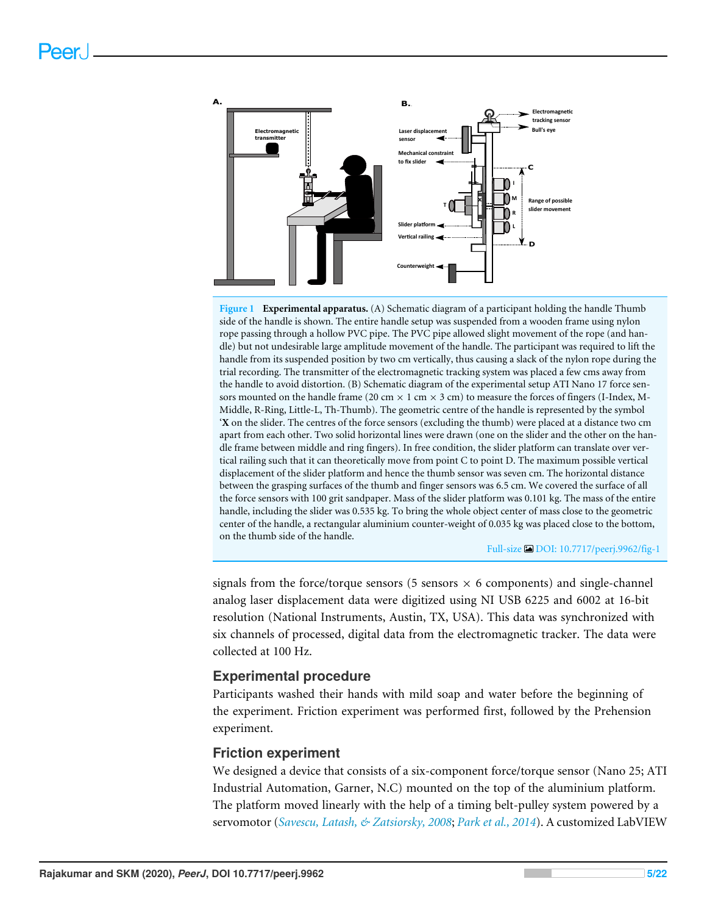**Figure 1** **Experimental apparatus.** (A) Schematic diagram of a participant holding the handle Thumb side of the handle is shown. The entire handle setup was suspended from a wooden frame using nylon rope passing through a hollow PVC pipe. The PVC pipe allowed slight movement of the rope (and handle) but not undesirable large amplitude movement of the handle. The participant was required to lift the handle from its suspended position by two cm vertically, thus causing a slack of the nylon rope during the trial recording. The transmitter of the electromagnetic tracking system was placed a few cms away from the handle to avoid distortion. (B) Schematic diagram of the experimental setup ATI Nano 17 force sensors mounted on the handle frame (20 cm × 1 cm × 3 cm) to measure the forces of fingers (I-Index, M-Middle, R-Ring, Little-L, Th-Thumb). The geometric centre of the handle is represented by the symbol '**X** on the slider. The centres of the force sensors (excluding the thumb) were placed at a distance two cm apart from each other. Two solid horizontal lines were drawn (one on the slider and the other on the handle frame between middle and ring fingers). In free condition, the slider platform can translate over vertical railing such that it can theoretically move from point C to point D. The maximum possible vertical displacement of the slider platform and hence the thumb sensor was seven cm. The horizontal distance between the grasping surfaces of the thumb and finger sensors was 6.5 cm. We covered the surface of all the force sensors with 100 grit sandpaper. Mass of the slider platform was 0.101 kg. The mass of the entire handle, including the slider was 0.535 kg. To bring the whole object center of mass close to the geometric center of the handle, a rectangular aluminium counter-weight of 0.035 kg was placed close to the bottom, on the thumb side of the handle.

Full-size DOI: 10.7717/peerj.9962/fig-1

signals from the force/torque sensors (5 sensors × 6 components) and single-channel analog laser displacement data were digitized using NI USB 6225 and 6002 at 16-bit resolution (National Instruments, Austin, TX, USA). This data was synchronized with six channels of processed, digital data from the electromagnetic tracker. The data were collected at 100 Hz.

## Experimental procedure

Participants washed their hands with mild soap and water before the beginning of the experiment. Friction experiment was performed first, followed by the Prehension experiment.

## Friction experiment

We designed a device that consists of a six-component force/torque sensor (Nano 25; ATI Industrial Automation, Garner, N.C) mounted on the top of the aluminium platform. The platform moved linearly with the help of a timing belt-pulley system powered by a servomotor (*Savescu, Latash, & Zatsiorsky, 2008*; *Park et al., 2014*). A customized LabVIEW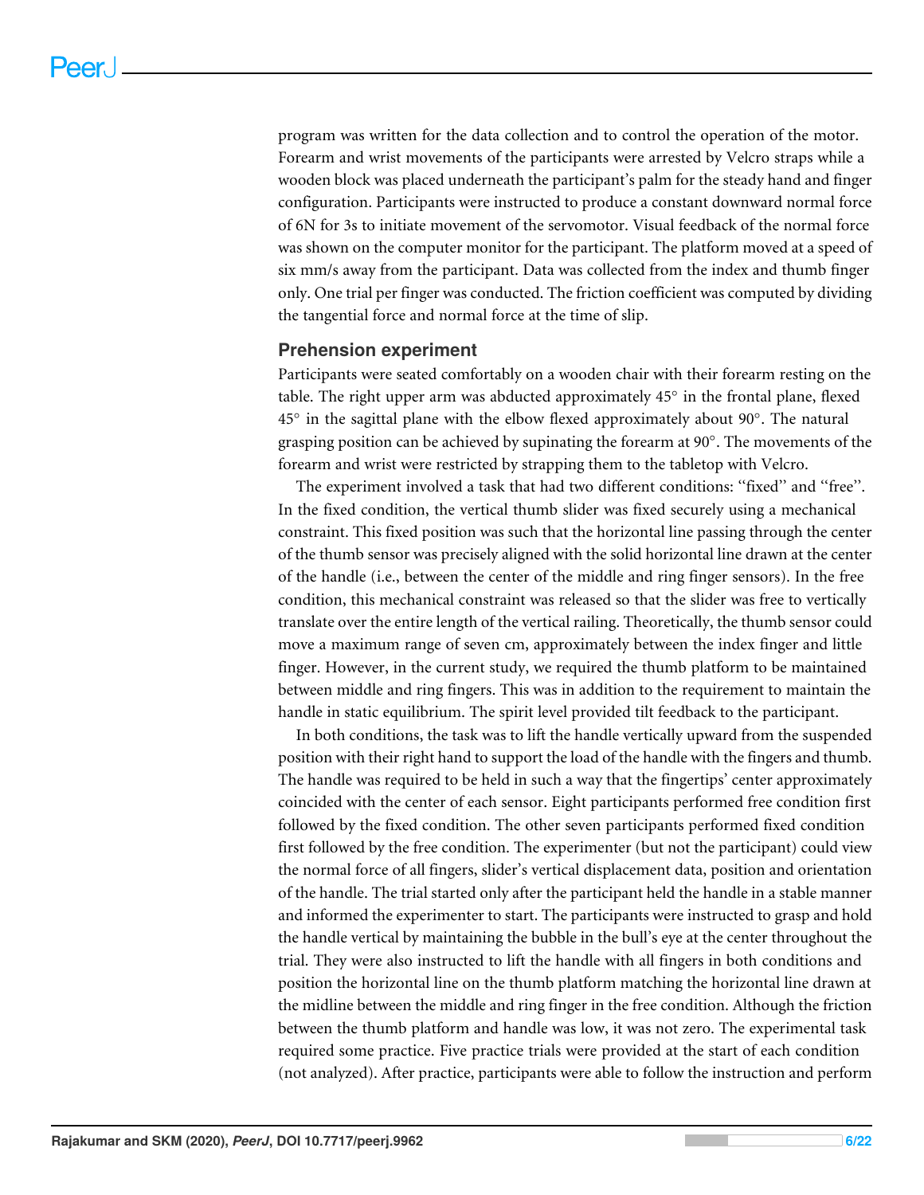program was written for the data collection and to control the operation of the motor. Forearm and wrist movements of the participants were arrested by Velcro straps while a wooden block was placed underneath the participant's palm for the steady hand and finger configuration. Participants were instructed to produce a constant downward normal force of 6N for 3s to initiate movement of the servomotor. Visual feedback of the normal force was shown on the computer monitor for the participant. The platform moved at a speed of six mm/s away from the participant. Data was collected from the index and thumb finger only. One trial per finger was conducted. The friction coefficient was computed by dividing the tangential force and normal force at the time of slip.

### Prehension experiment

Participants were seated comfortably on a wooden chair with their forearm resting on the table. The right upper arm was abducted approximately 45° in the frontal plane, flexed 45° in the sagittal plane with the elbow flexed approximately about 90°. The natural grasping position can be achieved by supinating the forearm at 90°. The movements of the forearm and wrist were restricted by strapping them to the tabletop with Velcro.

The experiment involved a task that had two different conditions: "fixed" and "free". In the fixed condition, the vertical thumb slider was fixed securely using a mechanical constraint. This fixed position was such that the horizontal line passing through the center of the thumb sensor was precisely aligned with the solid horizontal line drawn at the center of the handle (i.e., between the center of the middle and ring finger sensors). In the free condition, this mechanical constraint was released so that the slider was free to vertically translate over the entire length of the vertical railing. Theoretically, the thumb sensor could move a maximum range of seven cm, approximately between the index finger and little finger. However, in the current study, we required the thumb platform to be maintained between middle and ring fingers. This was in addition to the requirement to maintain the handle in static equilibrium. The spirit level provided tilt feedback to the participant.

In both conditions, the task was to lift the handle vertically upward from the suspended position with their right hand to support the load of the handle with the fingers and thumb. The handle was required to be held in such a way that the fingertips' center approximately coincided with the center of each sensor. Eight participants performed free condition first followed by the fixed condition. The other seven participants performed fixed condition first followed by the free condition. The experimenter (but not the participant) could view the normal force of all fingers, slider's vertical displacement data, position and orientation of the handle. The trial started only after the participant held the handle in a stable manner and informed the experimenter to start. The participants were instructed to grasp and hold the handle vertical by maintaining the bubble in the bull's eye at the center throughout the trial. They were also instructed to lift the handle with all fingers in both conditions and position the horizontal line on the thumb platform matching the horizontal line drawn at the midline between the middle and ring finger in the free condition. Although the friction between the thumb platform and handle was low, it was not zero. The experimental task required some practice. Five practice trials were provided at the start of each condition (not analyzed). After practice, participants were able to follow the instruction and perform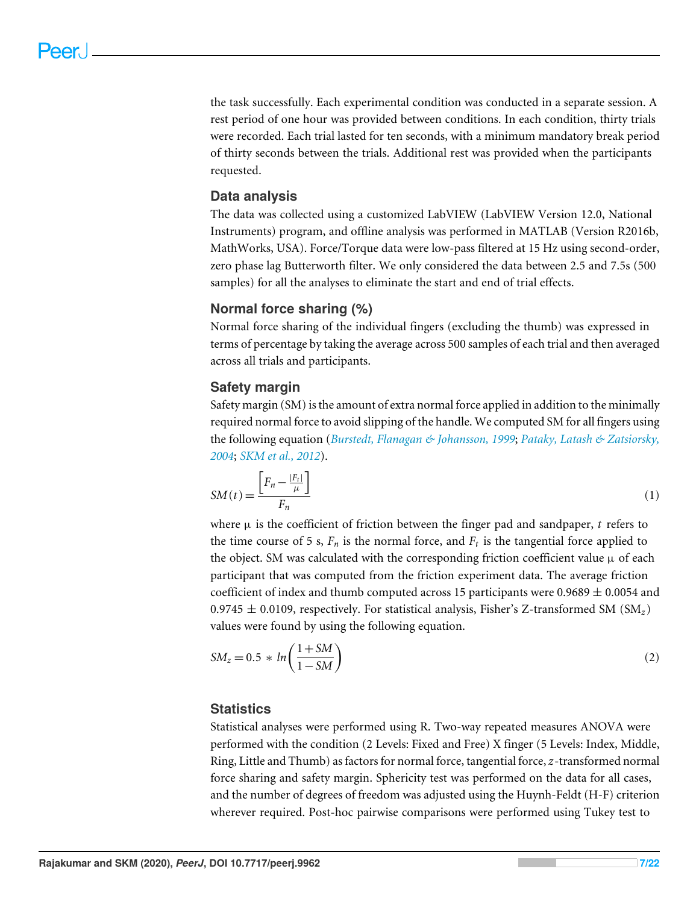the task successfully. Each experimental condition was conducted in a separate session. A rest period of one hour was provided between conditions. In each condition, thirty trials were recorded. Each trial lasted for ten seconds, with a minimum mandatory break period of thirty seconds between the trials. Additional rest was provided when the participants requested.

## Data analysis

The data was collected using a customized LabVIEW (LabVIEW Version 12.0, National Instruments) program, and offline analysis was performed in MATLAB (Version R2016b, MathWorks, USA). Force/Torque data were low-pass filtered at 15 Hz using second-order, zero phase lag Butterworth filter. We only considered the data between 2.5 and 7.5s (500 samples) for all the analyses to eliminate the start and end of trial effects.

## Normal force sharing (%)

Normal force sharing of the individual fingers (excluding the thumb) was expressed in terms of percentage by taking the average across 500 samples of each trial and then averaged across all trials and participants.

## Safety margin

Safety margin (SM) is the amount of extra normal force applied in addition to the minimally required normal force to avoid slipping of the handle. We computed SM for all fingers using the following equation (*Burstedt, Flanagan & Johansson, 1999*; *Pataky, Latash & Zatsiorsky, 2004*; *SKM et al., 2012*).

$$SM(t) = \frac{\left[F_n - \frac{|F_t|}{\mu}\right]}{F_n} \tag{1}$$

where $\mu$ is the coefficient of friction between the finger pad and sandpaper, $t$ refers to the time course of 5 s, $F_n$ is the normal force, and $F_t$ is the tangential force applied to the object. SM was calculated with the corresponding friction coefficient value $\mu$ of each participant that was computed from the friction experiment data. The average friction coefficient of index and thumb computed across 15 participants were $0.9689 \pm 0.0054$ and $0.9745 \pm 0.0109$, respectively. For statistical analysis, Fisher's Z-transformed SM ($SM_z$) values were found by using the following equation.

$$SM_z = 0.5 * ln\left(\frac{1 + SM}{1 - SM}\right) \tag{2}$$

## Statistics

Statistical analyses were performed using R. Two-way repeated measures ANOVA were performed with the condition (2 Levels: Fixed and Free) X finger (5 Levels: Index, Middle, Ring, Little and Thumb) as factors for normal force, tangential force, $z$-transformed normal force sharing and safety margin. Sphericity test was performed on the data for all cases, and the number of degrees of freedom was adjusted using the Huynh-Feldt (H-F) criterion wherever required. Post-hoc pairwise comparisons were performed using Tukey test to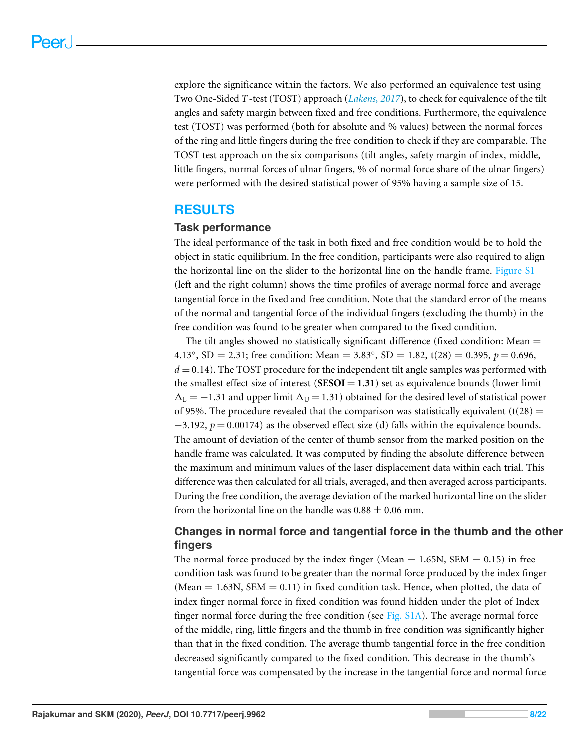explore the significance within the factors. We also performed an equivalence test using Two One-Sided *T*-test (TOST) approach (*Lakens, 2017*), to check for equivalence of the tilt angles and safety margin between fixed and free conditions. Furthermore, the equivalence test (TOST) was performed (both for absolute and % values) between the normal forces of the ring and little fingers during the free condition to check if they are comparable. The TOST test approach on the six comparisons (tilt angles, safety margin of index, middle, little fingers, normal forces of ulnar fingers, % of normal force share of the ulnar fingers) were performed with the desired statistical power of 95% having a sample size of 15.

# RESULTS

## Task performance

The ideal performance of the task in both fixed and free condition would be to hold the object in static equilibrium. In the free condition, participants were also required to align the horizontal line on the slider to the horizontal line on the handle frame. Figure S1 (left and the right column) shows the time profiles of average normal force and average tangential force in the fixed and free condition. Note that the standard error of the means of the normal and tangential force of the individual fingers (excluding the thumb) in the free condition was found to be greater when compared to the fixed condition.

The tilt angles showed no statistically significant difference (fixed condition: Mean = 4.13°, SD = 2.31; free condition: Mean = 3.83°, SD = 1.82, $t(28) = 0.395$, $p = 0.696$, $d = 0.14$). The TOST procedure for the independent tilt angle samples was performed with the smallest effect size of interest (**SESOI = 1.31**) set as equivalence bounds (lower limit $\Delta_L = -1.31$ and upper limit $\Delta_U = 1.31$) obtained for the desired level of statistical power of 95%. The procedure revealed that the comparison was statistically equivalent ($t(28) = -3.192$, $p = 0.00174$) as the observed effect size (d) falls within the equivalence bounds. The amount of deviation of the center of thumb sensor from the marked position on the handle frame was calculated. It was computed by finding the absolute difference between the maximum and minimum values of the laser displacement data within each trial. This difference was then calculated for all trials, averaged, and then averaged across participants. During the free condition, the average deviation of the marked horizontal line on the slider from the horizontal line on the handle was $0.88 \pm 0.06$ mm.

## Changes in normal force and tangential force in the thumb and the other fingers

The normal force produced by the index finger (Mean = 1.65N, SEM = 0.15) in free condition task was found to be greater than the normal force produced by the index finger (Mean = 1.63N, SEM = 0.11) in fixed condition task. Hence, when plotted, the data of index finger normal force in fixed condition was found hidden under the plot of Index finger normal force during the free condition (see Fig. S1A). The average normal force of the middle, ring, little fingers and the thumb in free condition was significantly higher than that in the fixed condition. The average thumb tangential force in the free condition decreased significantly compared to the fixed condition. This decrease in the thumb's tangential force was compensated by the increase in the tangential force and normal force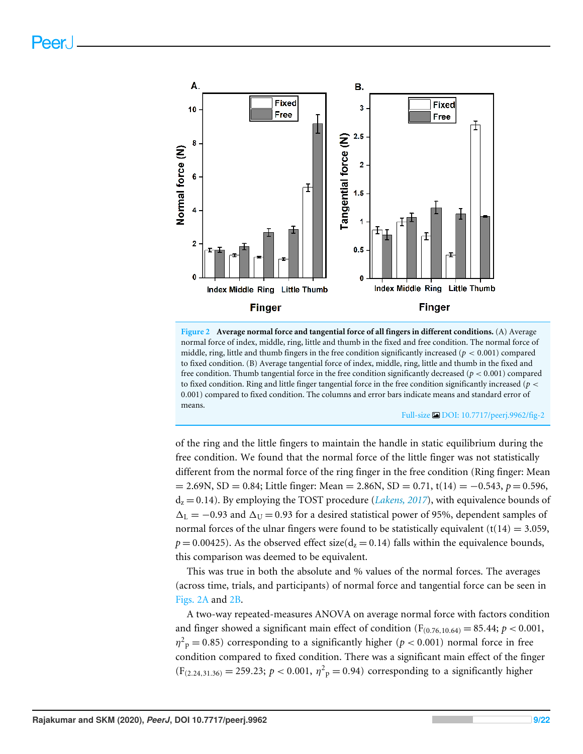**Figure 2 Average normal force and tangential force of all fingers in different conditions.** (A) Average normal force of index, middle, ring, little and thumb in the fixed and free condition. The normal force of middle, ring, little and thumb fingers in the free condition significantly increased ($p < 0.001$) compared to fixed condition. (B) Average tangential force of index, middle, ring, little and thumb in the fixed and free condition. Thumb tangential force in the free condition significantly decreased ($p < 0.001$) compared to fixed condition. Ring and little finger tangential force in the free condition significantly increased ($p < 0.001$) compared to fixed condition. The columns and error bars indicate means and standard error of means.

Full-size DOI: 10.7717/peerj.9962/fig-2

of the ring and the little fingers to maintain the handle in static equilibrium during the free condition. We found that the normal force of the little finger was not statistically different from the normal force of the ring finger in the free condition (Ring finger: Mean = 2.69N, SD = 0.84; Little finger: Mean = 2.86N, SD = 0.71, $t(14) = -0.543$, $p = 0.596$, $d_z = 0.14$). By employing the TOST procedure (*Lakens, 2017*), with equivalence bounds of $\Delta_L = -0.93$ and $\Delta_U = 0.93$ for a desired statistical power of 95%, dependent samples of normal forces of the ulnar fingers were found to be statistically equivalent ($t(14) = 3.059$, $p = 0.00425$). As the observed effect size($d_z = 0.14$) falls within the equivalence bounds, this comparison was deemed to be equivalent.

This was true in both the absolute and % values of the normal forces. The averages (across time, trials, and participants) of normal force and tangential force can be seen in Figs. 2A and 2B.

A two-way repeated-measures ANOVA on average normal force with factors condition and finger showed a significant main effect of condition ($F_{(0.76,10.64)} = 85.44$; $p < 0.001$, $\eta^2_p = 0.85$) corresponding to a significantly higher ($p < 0.001$) normal force in free condition compared to fixed condition. There was a significant main effect of the finger ($F_{(2.24,31.36)} = 259.23$; $p < 0.001$, $\eta^2_p = 0.94$) corresponding to a significantly higher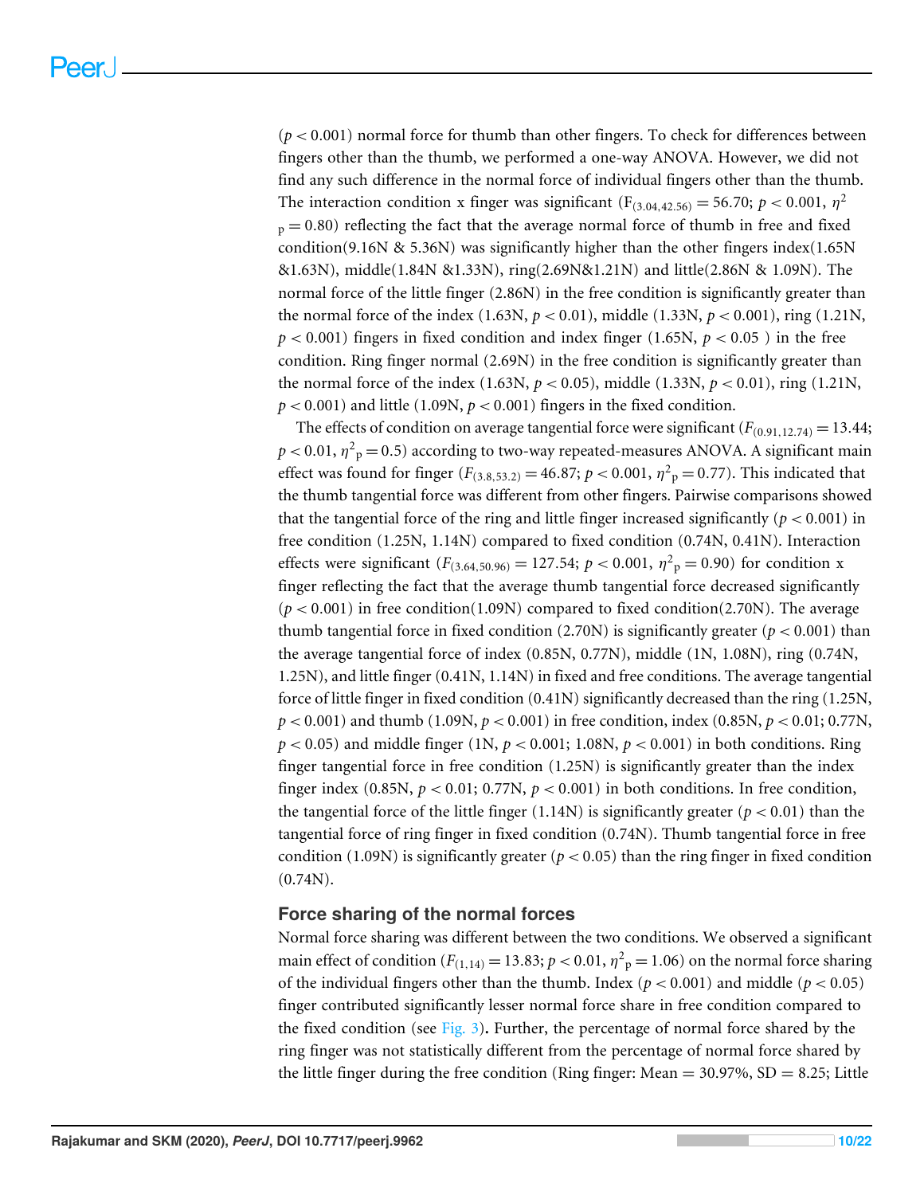($p < 0.001$) normal force for thumb than other fingers. To check for differences between fingers other than the thumb, we performed a one-way ANOVA. However, we did not find any such difference in the normal force of individual fingers other than the thumb. The interaction condition x finger was significant ($F_{(3.04,42.56)} = 56.70$; $p < 0.001$, $\eta^2_p = 0.80$) reflecting the fact that the average normal force of thumb in free and fixed condition(9.16N & 5.36N) was significantly higher than the other fingers index(1.65N &1.63N), middle(1.84N &1.33N), ring(2.69N&1.21N) and little(2.86N & 1.09N). The normal force of the little finger (2.86N) in the free condition is significantly greater than the normal force of the index (1.63N, $p < 0.01$), middle (1.33N, $p < 0.001$), ring (1.21N, $p < 0.001$) fingers in fixed condition and index finger (1.65N, $p < 0.05$ ) in the free condition. Ring finger normal (2.69N) in the free condition is significantly greater than the normal force of the index (1.63N, $p < 0.05$), middle (1.33N, $p < 0.01$), ring (1.21N, $p < 0.001$) and little (1.09N, $p < 0.001$) fingers in the fixed condition.

The effects of condition on average tangential force were significant ($F_{(0.91,12.74)} = 13.44$; $p < 0.01$, $\eta^2_p = 0.5$) according to two-way repeated-measures ANOVA. A significant main effect was found for finger ($F_{(3.8,53.2)} = 46.87$; $p < 0.001$, $\eta^2_p = 0.77$). This indicated that the thumb tangential force was different from other fingers. Pairwise comparisons showed that the tangential force of the ring and little finger increased significantly ($p < 0.001$) in free condition (1.25N, 1.14N) compared to fixed condition (0.74N, 0.41N). Interaction effects were significant ($F_{(3.64,50.96)} = 127.54$; $p < 0.001$, $\eta^2_p = 0.90$) for condition x finger reflecting the fact that the average thumb tangential force decreased significantly ($p < 0.001$) in free condition(1.09N) compared to fixed condition(2.70N). The average thumb tangential force in fixed condition (2.70N) is significantly greater ($p < 0.001$) than the average tangential force of index (0.85N, 0.77N), middle (1N, 1.08N), ring (0.74N, 1.25N), and little finger (0.41N, 1.14N) in fixed and free conditions. The average tangential force of little finger in fixed condition (0.41N) significantly decreased than the ring (1.25N, $p < 0.001$) and thumb (1.09N, $p < 0.001$) in free condition, index (0.85N, $p < 0.01$; 0.77N, $p < 0.05$) and middle finger (1N, $p < 0.001$; 1.08N, $p < 0.001$) in both conditions. Ring finger tangential force in free condition (1.25N) is significantly greater than the index finger index (0.85N, $p < 0.01$; 0.77N, $p < 0.001$) in both conditions. In free condition, the tangential force of the little finger (1.14N) is significantly greater ($p < 0.01$) than the tangential force of ring finger in fixed condition (0.74N). Thumb tangential force in free condition (1.09N) is significantly greater ($p < 0.05$) than the ring finger in fixed condition (0.74N).

## Force sharing of the normal forces

Normal force sharing was different between the two conditions. We observed a significant main effect of condition ($F_{(1,14)} = 13.83$; $p < 0.01$, $\eta^2_p = 1.06$) on the normal force sharing of the individual fingers other than the thumb. Index ($p < 0.001$) and middle ($p < 0.05$) finger contributed significantly lesser normal force share in free condition compared to the fixed condition (see Fig. 3)**.** Further, the percentage of normal force shared by the ring finger was not statistically different from the percentage of normal force shared by the little finger during the free condition (Ring finger: Mean = 30.97%, SD = 8.25; Little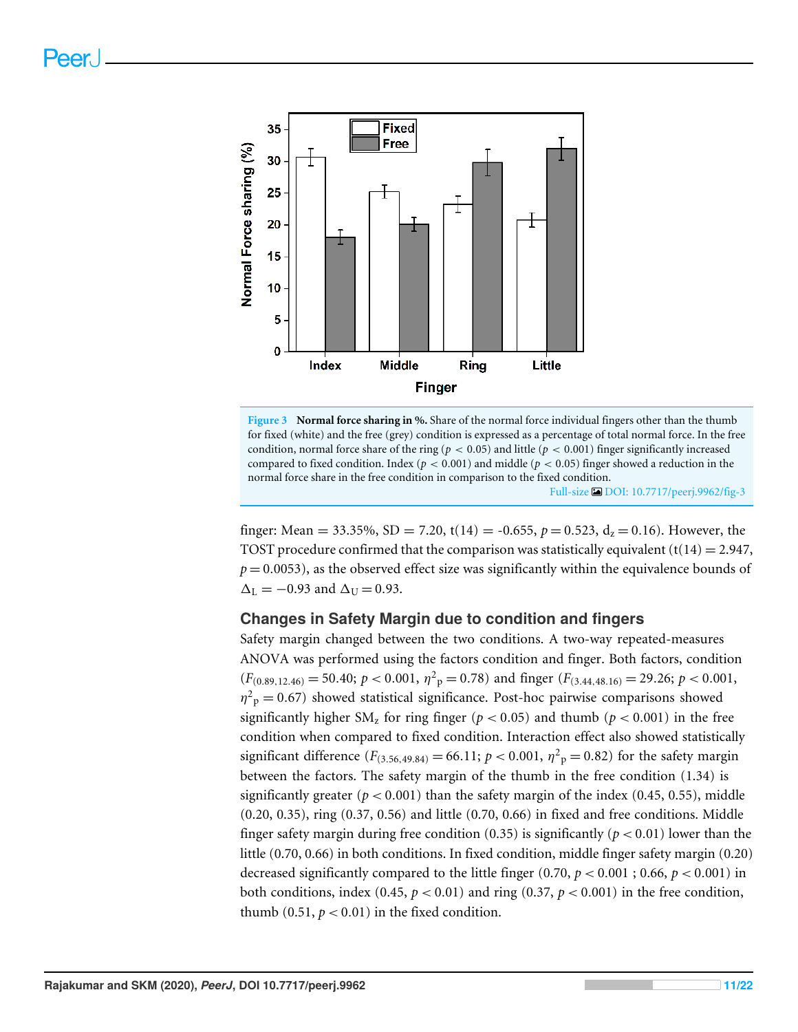**Figure 3 Normal force sharing in %.** Share of the normal force individual fingers other than the thumb for fixed (white) and the free (grey) condition is expressed as a percentage of total normal force. In the free condition, normal force share of the ring ($p < 0.05$) and little ($p < 0.001$) finger significantly increased compared to fixed condition. Index ($p < 0.001$) and middle ($p < 0.05$) finger showed a reduction in the normal force share in the free condition in comparison to the fixed condition.

Full-size DOI: 10.7717/peerj.9962/fig-3

finger: Mean = 33.35%, SD = 7.20, t(14) = -0.655, $p = 0.523$, $d_z = 0.16$). However, the TOST procedure confirmed that the comparison was statistically equivalent (t(14) = 2.947, $p = 0.0053$), as the observed effect size was significantly within the equivalence bounds of $\Delta_L = -0.93$ and $\Delta_U = 0.93$.

## Changes in Safety Margin due to condition and fingers

Safety margin changed between the two conditions. A two-way repeated-measures ANOVA was performed using the factors condition and finger. Both factors, condition ($F_{(0.89,12.46)} = 50.40$; $p < 0.001$, $\eta^2_p = 0.78$) and finger ($F_{(3.44,48.16)} = 29.26$; $p < 0.001$, $\eta^2_p = 0.67$) showed statistical significance. Post-hoc pairwise comparisons showed significantly higher $SM_z$ for ring finger ($p < 0.05$) and thumb ($p < 0.001$) in the free condition when compared to fixed condition. Interaction effect also showed statistically significant difference ($F_{(3.56,49.84)} = 66.11$; $p < 0.001$, $\eta^2_p = 0.82$) for the safety margin between the factors. The safety margin of the thumb in the free condition (1.34) is significantly greater ($p < 0.001$) than the safety margin of the index (0.45, 0.55), middle (0.20, 0.35), ring (0.37, 0.56) and little (0.70, 0.66) in fixed and free conditions. Middle finger safety margin during free condition (0.35) is significantly ($p < 0.01$) lower than the little (0.70, 0.66) in both conditions. In fixed condition, middle finger safety margin (0.20) decreased significantly compared to the little finger (0.70, $p < 0.001$ ; 0.66, $p < 0.001$) in both conditions, index (0.45, $p < 0.01$) and ring (0.37, $p < 0.001$) in the free condition, thumb (0.51, $p < 0.01$) in the fixed condition.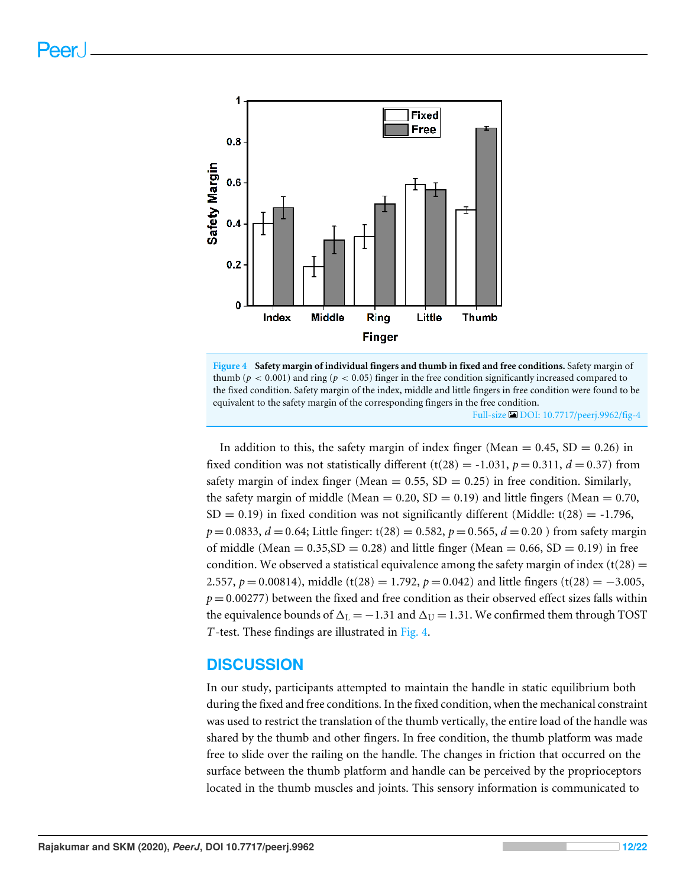**Figure 4 Safety margin of individual fingers and thumb in fixed and free conditions.** Safety margin of thumb ($p < 0.001$) and ring ($p < 0.05$) finger in the free condition significantly increased compared to the fixed condition. Safety margin of the index, middle and little fingers in free condition were found to be equivalent to the safety margin of the corresponding fingers in the free condition.

Full-size DOI: 10.7717/peerj.9962/fig-4

In addition to this, the safety margin of index finger (Mean = 0.45, SD = 0.26) in fixed condition was not statistically different (t(28) = -1.031, $p = 0.311$, $d = 0.37$) from safety margin of index finger (Mean = 0.55, SD = 0.25) in free condition. Similarly, the safety margin of middle (Mean = 0.20, SD = 0.19) and little fingers (Mean = 0.70, SD = 0.19) in fixed condition was not significantly different (Middle: t(28) = -1.796, $p = 0.0833$, $d = 0.64$; Little finger: t(28) = 0.582, $p = 0.565$, $d = 0.20$ ) from safety margin of middle (Mean = 0.35,SD = 0.28) and little finger (Mean = 0.66, SD = 0.19) in free condition. We observed a statistical equivalence among the safety margin of index (t(28) = 2.557, $p = 0.00814$), middle (t(28) = 1.792, $p = 0.042$) and little fingers (t(28) = −3.005, $p = 0.00277$) between the fixed and free condition as their observed effect sizes falls within the equivalence bounds of $\Delta_L = -1.31$ and $\Delta_U = 1.31$. We confirmed them through TOST *T*-test. These findings are illustrated in Fig. 4.

## DISCUSSION

In our study, participants attempted to maintain the handle in static equilibrium both during the fixed and free conditions. In the fixed condition, when the mechanical constraint was used to restrict the translation of the thumb vertically, the entire load of the handle was shared by the thumb and other fingers. In free condition, the thumb platform was made free to slide over the railing on the handle. The changes in friction that occurred on the surface between the thumb platform and handle can be perceived by the proprioceptors located in the thumb muscles and joints. This sensory information is communicated to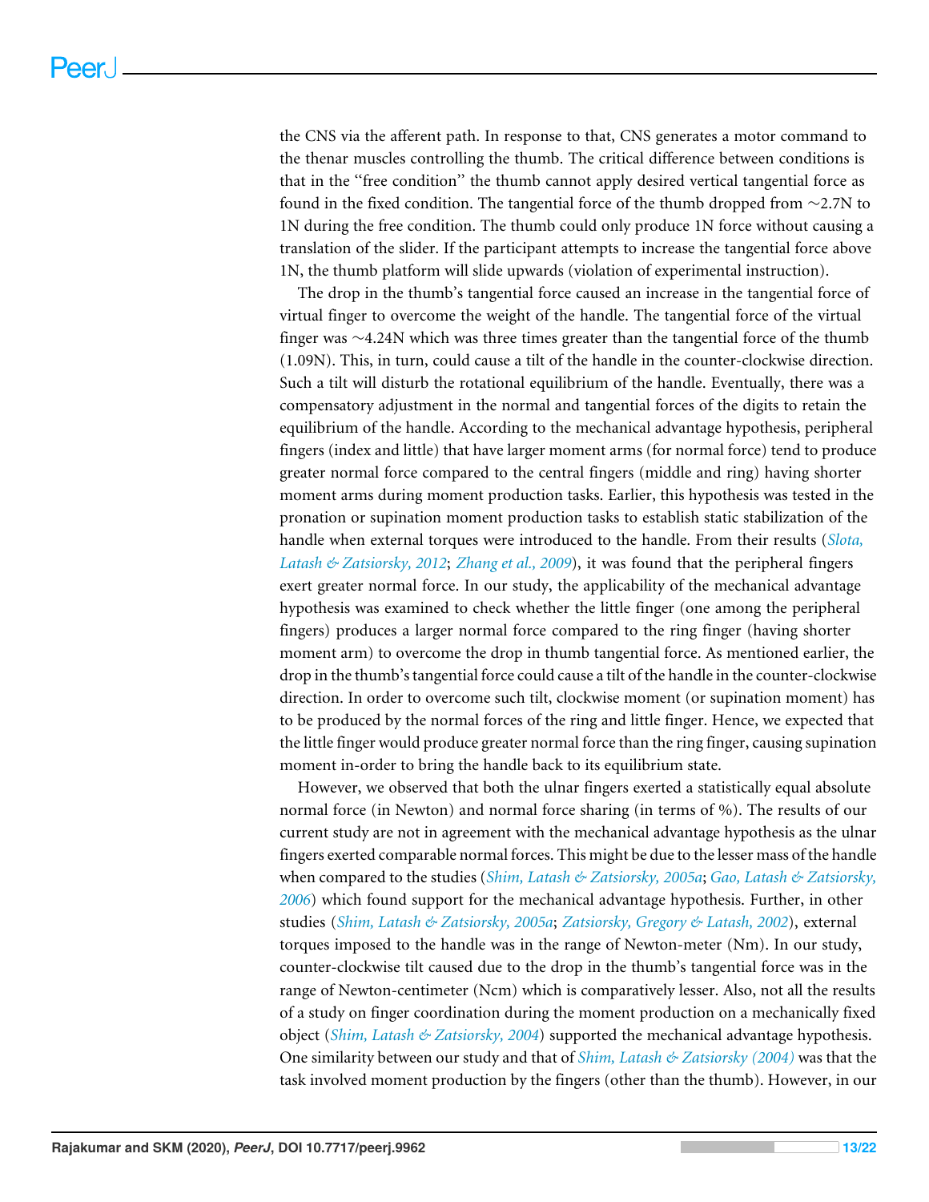the CNS via the afferent path. In response to that, CNS generates a motor command to the thenar muscles controlling the thumb. The critical difference between conditions is that in the "free condition" the thumb cannot apply desired vertical tangential force as found in the fixed condition. The tangential force of the thumb dropped from ~2.7N to 1N during the free condition. The thumb could only produce 1N force without causing a translation of the slider. If the participant attempts to increase the tangential force above 1N, the thumb platform will slide upwards (violation of experimental instruction).

The drop in the thumb's tangential force caused an increase in the tangential force of virtual finger to overcome the weight of the handle. The tangential force of the virtual finger was ~4.24N which was three times greater than the tangential force of the thumb (1.09N). This, in turn, could cause a tilt of the handle in the counter-clockwise direction. Such a tilt will disturb the rotational equilibrium of the handle. Eventually, there was a compensatory adjustment in the normal and tangential forces of the digits to retain the equilibrium of the handle. According to the mechanical advantage hypothesis, peripheral fingers (index and little) that have larger moment arms (for normal force) tend to produce greater normal force compared to the central fingers (middle and ring) having shorter moment arms during moment production tasks. Earlier, this hypothesis was tested in the pronation or supination moment production tasks to establish static stabilization of the handle when external torques were introduced to the handle. From their results (*Slota, Latash & Zatsiorsky, 2012*; *Zhang et al., 2009*), it was found that the peripheral fingers exert greater normal force. In our study, the applicability of the mechanical advantage hypothesis was examined to check whether the little finger (one among the peripheral fingers) produces a larger normal force compared to the ring finger (having shorter moment arm) to overcome the drop in thumb tangential force. As mentioned earlier, the drop in the thumb's tangential force could cause a tilt of the handle in the counter-clockwise direction. In order to overcome such tilt, clockwise moment (or supination moment) has to be produced by the normal forces of the ring and little finger. Hence, we expected that the little finger would produce greater normal force than the ring finger, causing supination moment in-order to bring the handle back to its equilibrium state.

However, we observed that both the ulnar fingers exerted a statistically equal absolute normal force (in Newton) and normal force sharing (in terms of %). The results of our current study are not in agreement with the mechanical advantage hypothesis as the ulnar fingers exerted comparable normal forces. This might be due to the lesser mass of the handle when compared to the studies (*Shim, Latash & Zatsiorsky, 2005a*; *Gao, Latash & Zatsiorsky, 2006*) which found support for the mechanical advantage hypothesis. Further, in other studies (*Shim, Latash & Zatsiorsky, 2005a*; *Zatsiorsky, Gregory & Latash, 2002*), external torques imposed to the handle was in the range of Newton-meter (Nm). In our study, counter-clockwise tilt caused due to the drop in the thumb's tangential force was in the range of Newton-centimeter (Ncm) which is comparatively lesser. Also, not all the results of a study on finger coordination during the moment production on a mechanically fixed object (*Shim, Latash & Zatsiorsky, 2004*) supported the mechanical advantage hypothesis. One similarity between our study and that of *Shim, Latash & Zatsiorsky (2004)* was that the task involved moment production by the fingers (other than the thumb). However, in our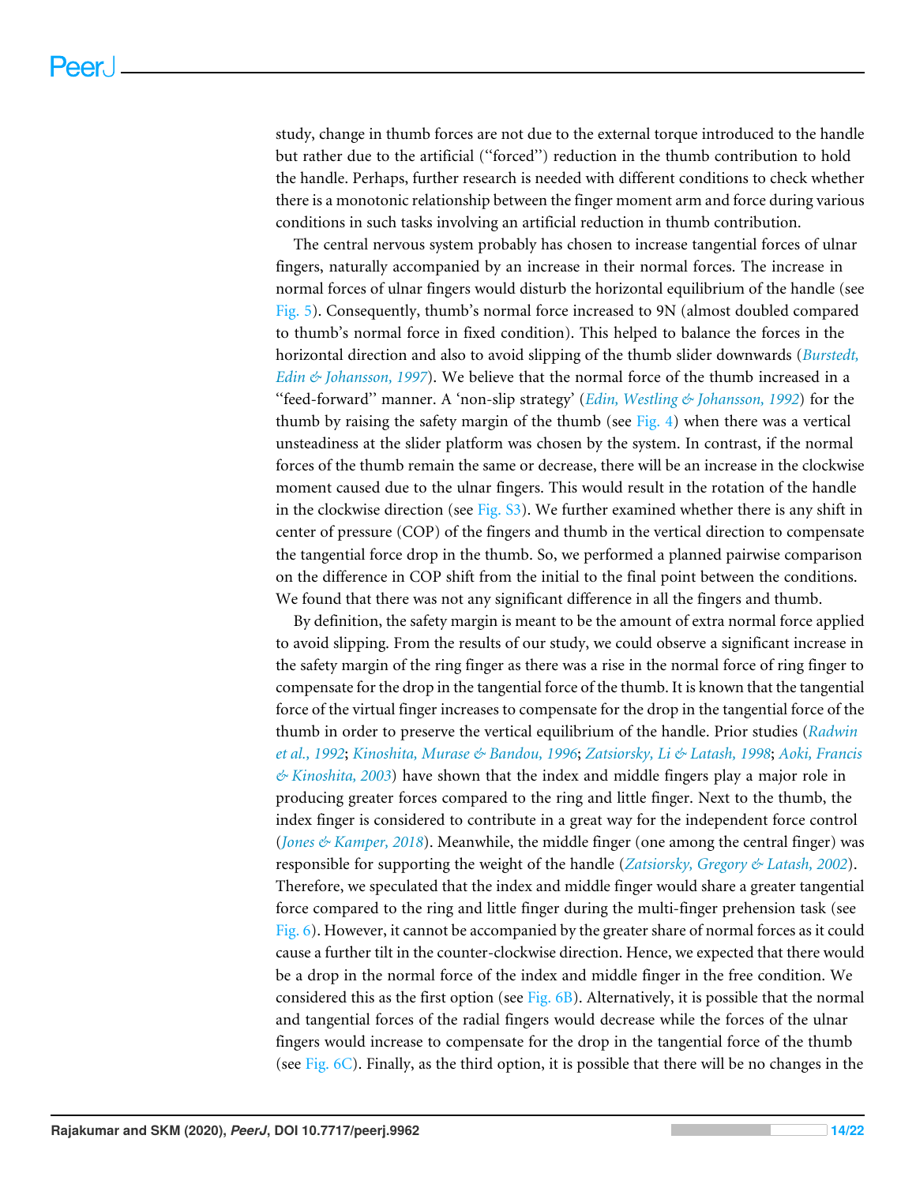study, change in thumb forces are not due to the external torque introduced to the handle but rather due to the artificial ("forced") reduction in the thumb contribution to hold the handle. Perhaps, further research is needed with different conditions to check whether there is a monotonic relationship between the finger moment arm and force during various conditions in such tasks involving an artificial reduction in thumb contribution.

The central nervous system probably has chosen to increase tangential forces of ulnar fingers, naturally accompanied by an increase in their normal forces. The increase in normal forces of ulnar fingers would disturb the horizontal equilibrium of the handle (see Fig. 5). Consequently, thumb's normal force increased to 9N (almost doubled compared to thumb's normal force in fixed condition). This helped to balance the forces in the horizontal direction and also to avoid slipping of the thumb slider downwards (*Burstedt, Edin & Johansson, 1997*). We believe that the normal force of the thumb increased in a "feed-forward" manner. A 'non-slip strategy' (*Edin, Westling & Johansson, 1992*) for the thumb by raising the safety margin of the thumb (see Fig. 4) when there was a vertical unsteadiness at the slider platform was chosen by the system. In contrast, if the normal forces of the thumb remain the same or decrease, there will be an increase in the clockwise moment caused due to the ulnar fingers. This would result in the rotation of the handle in the clockwise direction (see Fig. S3). We further examined whether there is any shift in center of pressure (COP) of the fingers and thumb in the vertical direction to compensate the tangential force drop in the thumb. So, we performed a planned pairwise comparison on the difference in COP shift from the initial to the final point between the conditions. We found that there was not any significant difference in all the fingers and thumb.

By definition, the safety margin is meant to be the amount of extra normal force applied to avoid slipping. From the results of our study, we could observe a significant increase in the safety margin of the ring finger as there was a rise in the normal force of ring finger to compensate for the drop in the tangential force of the thumb. It is known that the tangential force of the virtual finger increases to compensate for the drop in the tangential force of the thumb in order to preserve the vertical equilibrium of the handle. Prior studies (*Radwin et al., 1992*; *Kinoshita, Murase & Bandou, 1996*; *Zatsiorsky, Li & Latash, 1998*; *Aoki, Francis & Kinoshita, 2003*) have shown that the index and middle fingers play a major role in producing greater forces compared to the ring and little finger. Next to the thumb, the index finger is considered to contribute in a great way for the independent force control (*Jones & Kamper, 2018*). Meanwhile, the middle finger (one among the central finger) was responsible for supporting the weight of the handle (*Zatsiorsky, Gregory & Latash, 2002*). Therefore, we speculated that the index and middle finger would share a greater tangential force compared to the ring and little finger during the multi-finger prehension task (see Fig. 6). However, it cannot be accompanied by the greater share of normal forces as it could cause a further tilt in the counter-clockwise direction. Hence, we expected that there would be a drop in the normal force of the index and middle finger in the free condition. We considered this as the first option (see Fig. 6B). Alternatively, it is possible that the normal and tangential forces of the radial fingers would decrease while the forces of the ulnar fingers would increase to compensate for the drop in the tangential force of the thumb (see Fig. 6C). Finally, as the third option, it is possible that there will be no changes in the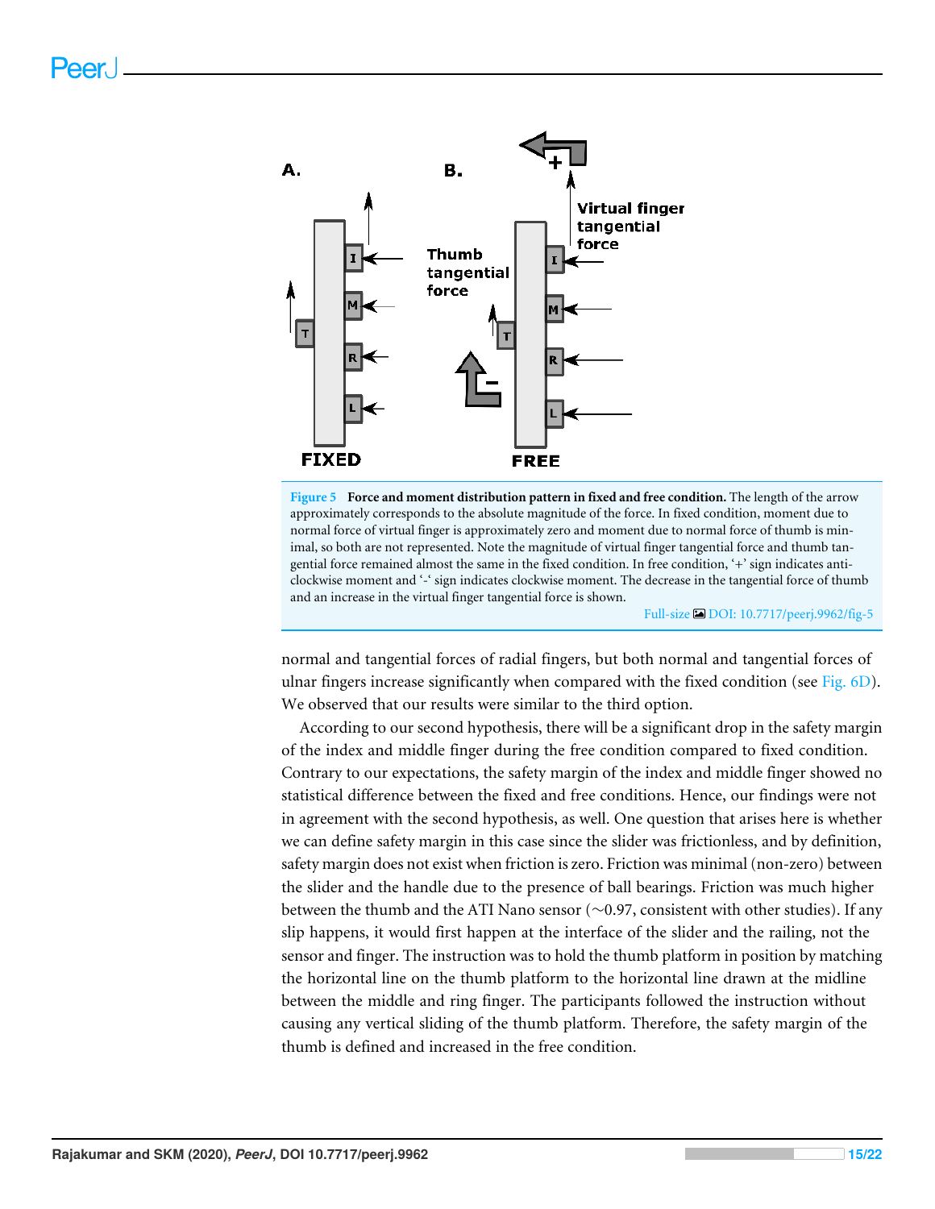Figure 5 **Force and moment distribution pattern in fixed and free condition.** The length of the arrow approximately corresponds to the absolute magnitude of the force. In fixed condition, moment due to normal force of virtual finger is approximately zero and moment due to normal force of thumb is minimal, so both are not represented. Note the magnitude of virtual finger tangential force and thumb tangential force remained almost the same in the fixed condition. In free condition, '+' sign indicates anticlockwise moment and '-' sign indicates clockwise moment. The decrease in the tangential force of thumb and an increase in the virtual finger tangential force is shown.

Full-size DOI: 10.7717/peerj.9962/fig-5

normal and tangential forces of radial fingers, but both normal and tangential forces of ulnar fingers increase significantly when compared with the fixed condition (see Fig. 6D). We observed that our results were similar to the third option.

According to our second hypothesis, there will be a significant drop in the safety margin of the index and middle finger during the free condition compared to fixed condition. Contrary to our expectations, the safety margin of the index and middle finger showed no statistical difference between the fixed and free conditions. Hence, our findings were not in agreement with the second hypothesis, as well. One question that arises here is whether we can define safety margin in this case since the slider was frictionless, and by definition, safety margin does not exist when friction is zero. Friction was minimal (non-zero) between the slider and the handle due to the presence of ball bearings. Friction was much higher between the thumb and the ATI Nano sensor ($\sim$0.97, consistent with other studies). If any slip happens, it would first happen at the interface of the slider and the railing, not the sensor and finger. The instruction was to hold the thumb platform in position by matching the horizontal line on the thumb platform to the horizontal line drawn at the midline between the middle and ring finger. The participants followed the instruction without causing any vertical sliding of the thumb platform. Therefore, the safety margin of the thumb is defined and increased in the free condition.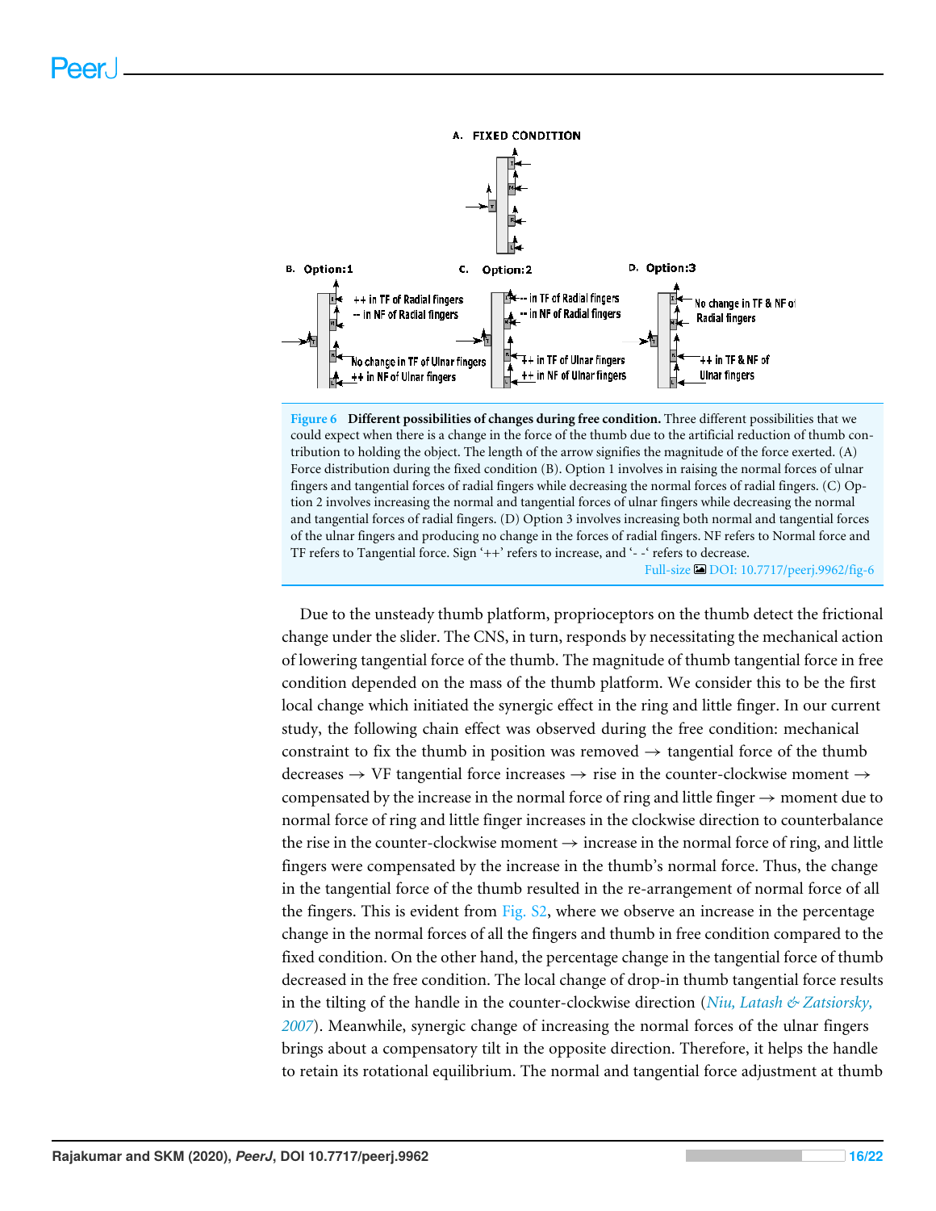Figure 6 **Different possibilities of changes during free condition.** Three different possibilities that we could expect when there is a change in the force of the thumb due to the artificial reduction of thumb contribution to holding the object. The length of the arrow signifies the magnitude of the force exerted. (A) Force distribution during the fixed condition (B). Option 1 involves in raising the normal forces of ulnar fingers and tangential forces of radial fingers while decreasing the normal forces of radial fingers. (C) Option 2 involves increasing the normal and tangential forces of ulnar fingers while decreasing the normal and tangential forces of radial fingers. (D) Option 3 involves increasing both normal and tangential forces of the ulnar fingers and producing no change in the forces of radial fingers. NF refers to Normal force and TF refers to Tangential force. Sign '++' refers to increase, and '- -' refers to decrease.

Full-size DOI: 10.7717/peerj.9962/fig-6

Due to the unsteady thumb platform, proprioceptors on the thumb detect the frictional change under the slider. The CNS, in turn, responds by necessitating the mechanical action of lowering tangential force of the thumb. The magnitude of thumb tangential force in free condition depended on the mass of the thumb platform. We consider this to be the first local change which initiated the synergic effect in the ring and little finger. In our current study, the following chain effect was observed during the free condition: mechanical constraint to fix the thumb in position was removed → tangential force of the thumb decreases → VF tangential force increases → rise in the counter-clockwise moment → compensated by the increase in the normal force of ring and little finger → moment due to normal force of ring and little finger increases in the clockwise direction to counterbalance the rise in the counter-clockwise moment → increase in the normal force of ring, and little fingers were compensated by the increase in the thumb's normal force. Thus, the change in the tangential force of the thumb resulted in the re-arrangement of normal force of all the fingers. This is evident from Fig. S2, where we observe an increase in the percentage change in the normal forces of all the fingers and thumb in free condition compared to the fixed condition. On the other hand, the percentage change in the tangential force of thumb decreased in the free condition. The local change of drop-in thumb tangential force results in the tilting of the handle in the counter-clockwise direction (*Niu, Latash & Zatsiorsky, 2007*). Meanwhile, synergic change of increasing the normal forces of the ulnar fingers brings about a compensatory tilt in the opposite direction. Therefore, it helps the handle to retain its rotational equilibrium. The normal and tangential force adjustment at thumb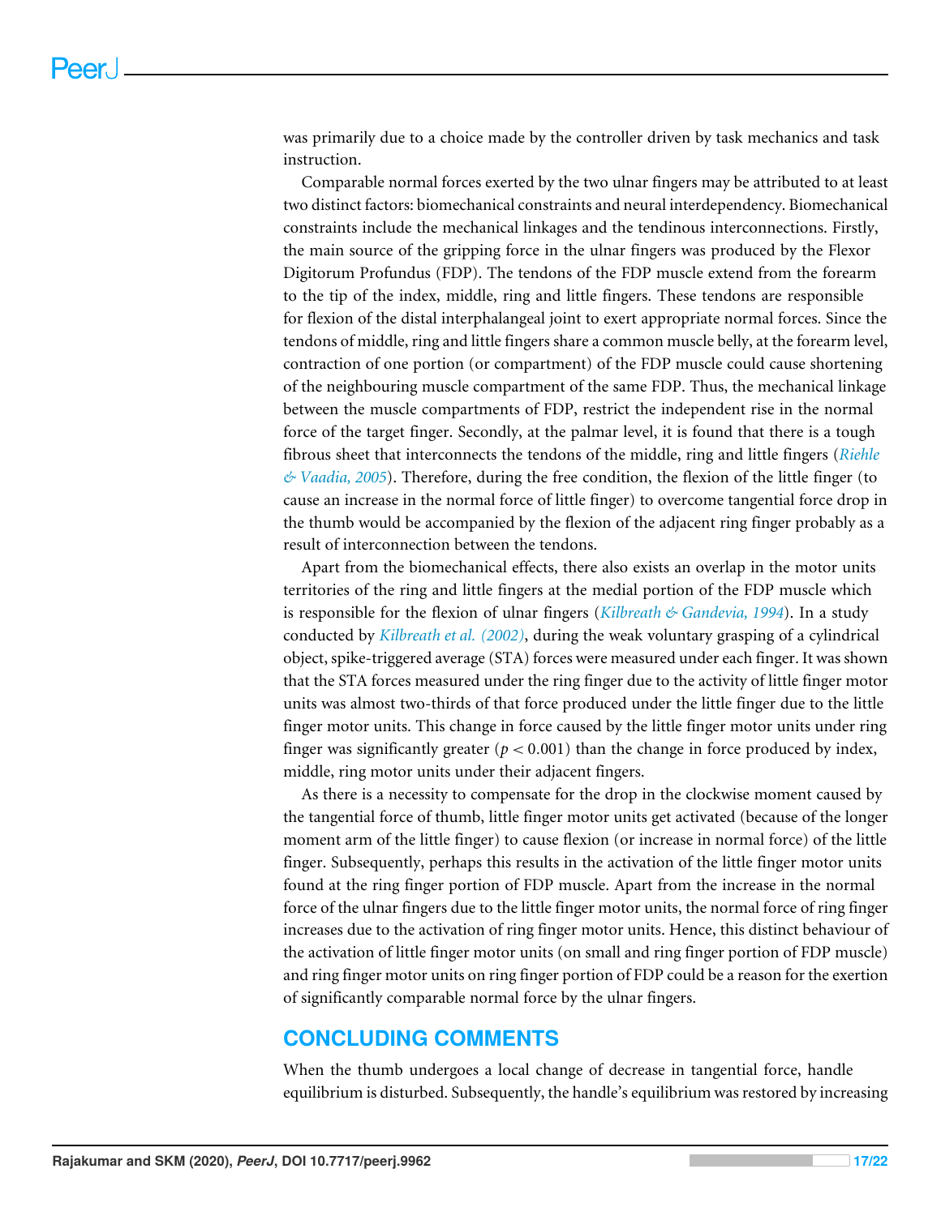was primarily due to a choice made by the controller driven by task mechanics and task instruction.

Comparable normal forces exerted by the two ulnar fingers may be attributed to at least two distinct factors: biomechanical constraints and neural interdependency. Biomechanical constraints include the mechanical linkages and the tendinous interconnections. Firstly, the main source of the gripping force in the ulnar fingers was produced by the Flexor Digitorum Profundus (FDP). The tendons of the FDP muscle extend from the forearm to the tip of the index, middle, ring and little fingers. These tendons are responsible for flexion of the distal interphalangeal joint to exert appropriate normal forces. Since the tendons of middle, ring and little fingers share a common muscle belly, at the forearm level, contraction of one portion (or compartment) of the FDP muscle could cause shortening of the neighbouring muscle compartment of the same FDP. Thus, the mechanical linkage between the muscle compartments of FDP, restrict the independent rise in the normal force of the target finger. Secondly, at the palmar level, it is found that there is a tough fibrous sheet that interconnects the tendons of the middle, ring and little fingers (*Riehle & Vaadia, 2005*). Therefore, during the free condition, the flexion of the little finger (to cause an increase in the normal force of little finger) to overcome tangential force drop in the thumb would be accompanied by the flexion of the adjacent ring finger probably as a result of interconnection between the tendons.

Apart from the biomechanical effects, there also exists an overlap in the motor units territories of the ring and little fingers at the medial portion of the FDP muscle which is responsible for the flexion of ulnar fingers (*Kilbreath & Gandevia, 1994*). In a study conducted by *Kilbreath et al. (2002)*, during the weak voluntary grasping of a cylindrical object, spike-triggered average (STA) forces were measured under each finger. It was shown that the STA forces measured under the ring finger due to the activity of little finger motor units was almost two-thirds of that force produced under the little finger due to the little finger motor units. This change in force caused by the little finger motor units under ring finger was significantly greater ($p < 0.001$) than the change in force produced by index, middle, ring motor units under their adjacent fingers.

As there is a necessity to compensate for the drop in the clockwise moment caused by the tangential force of thumb, little finger motor units get activated (because of the longer moment arm of the little finger) to cause flexion (or increase in normal force) of the little finger. Subsequently, perhaps this results in the activation of the little finger motor units found at the ring finger portion of FDP muscle. Apart from the increase in the normal force of the ulnar fingers due to the little finger motor units, the normal force of ring finger increases due to the activation of ring finger motor units. Hence, this distinct behaviour of the activation of little finger motor units (on small and ring finger portion of FDP muscle) and ring finger motor units on ring finger portion of FDP could be a reason for the exertion of significantly comparable normal force by the ulnar fingers.

## CONCLUDING COMMENTS

When the thumb undergoes a local change of decrease in tangential force, handle equilibrium is disturbed. Subsequently, the handle's equilibrium was restored by increasing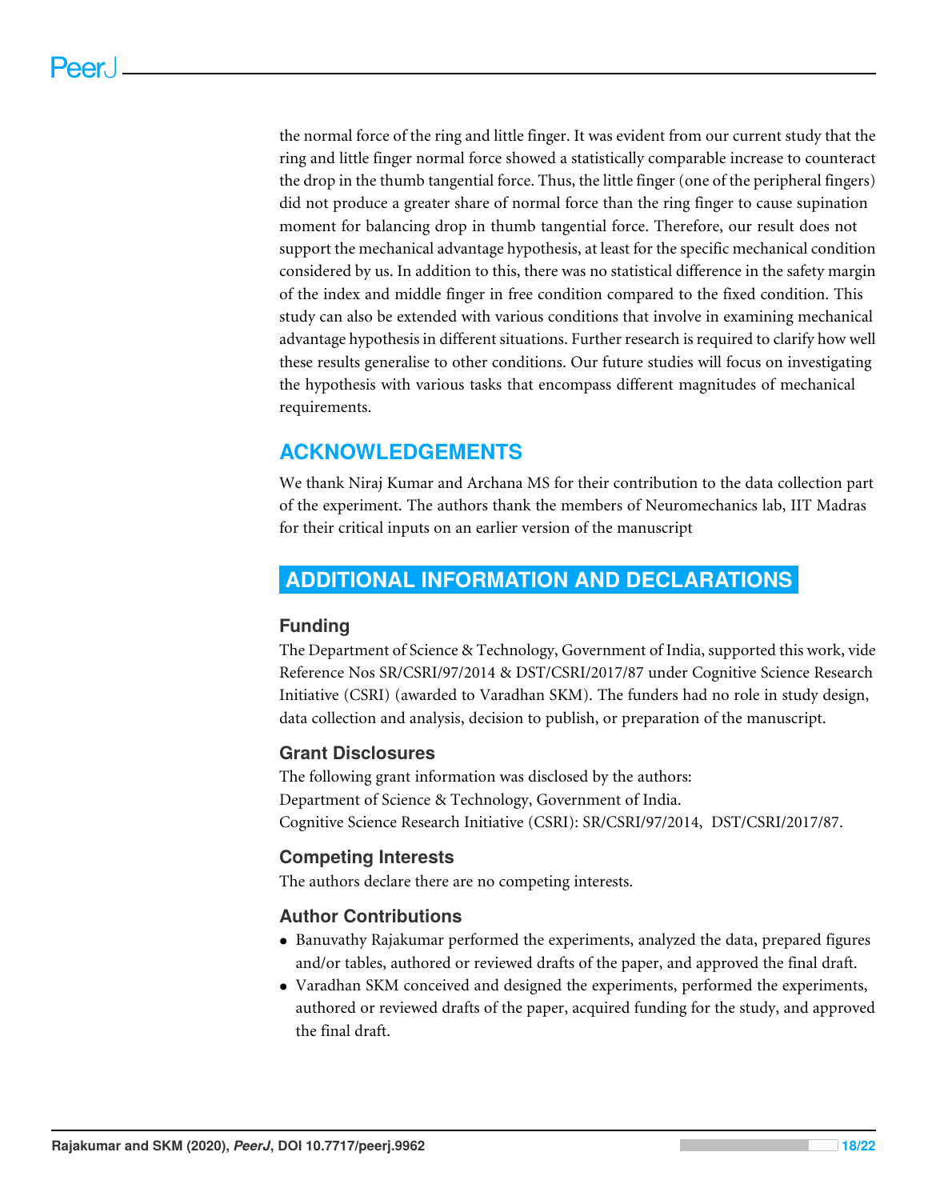the normal force of the ring and little finger. It was evident from our current study that the ring and little finger normal force showed a statistically comparable increase to counteract the drop in the thumb tangential force. Thus, the little finger (one of the peripheral fingers) did not produce a greater share of normal force than the ring finger to cause supination moment for balancing drop in thumb tangential force. Therefore, our result does not support the mechanical advantage hypothesis, at least for the specific mechanical condition considered by us. In addition to this, there was no statistical difference in the safety margin of the index and middle finger in free condition compared to the fixed condition. This study can also be extended with various conditions that involve in examining mechanical advantage hypothesis in different situations. Further research is required to clarify how well these results generalise to other conditions. Our future studies will focus on investigating the hypothesis with various tasks that encompass different magnitudes of mechanical requirements.

## ACKNOWLEDGEMENTS

We thank Niraj Kumar and Archana MS for their contribution to the data collection part of the experiment. The authors thank the members of Neuromechanics lab, IIT Madras for their critical inputs on an earlier version of the manuscript

## ADDITIONAL INFORMATION AND DECLARATIONS

### Funding

The Department of Science & Technology, Government of India, supported this work, vide Reference Nos SR/CSRI/97/2014 & DST/CSRI/2017/87 under Cognitive Science Research Initiative (CSRI) (awarded to Varadhan SKM). The funders had no role in study design, data collection and analysis, decision to publish, or preparation of the manuscript.

### Grant Disclosures

The following grant information was disclosed by the authors:
Department of Science & Technology, Government of India.
Cognitive Science Research Initiative (CSRI): SR/CSRI/97/2014, DST/CSRI/2017/87.

### Competing Interests

The authors declare there are no competing interests.

### Author Contributions

- Banuvathy Rajakumar performed the experiments, analyzed the data, prepared figures and/or tables, authored or reviewed drafts of the paper, and approved the final draft.
- Varadhan SKM conceived and designed the experiments, performed the experiments, authored or reviewed drafts of the paper, acquired funding for the study, and approved the final draft.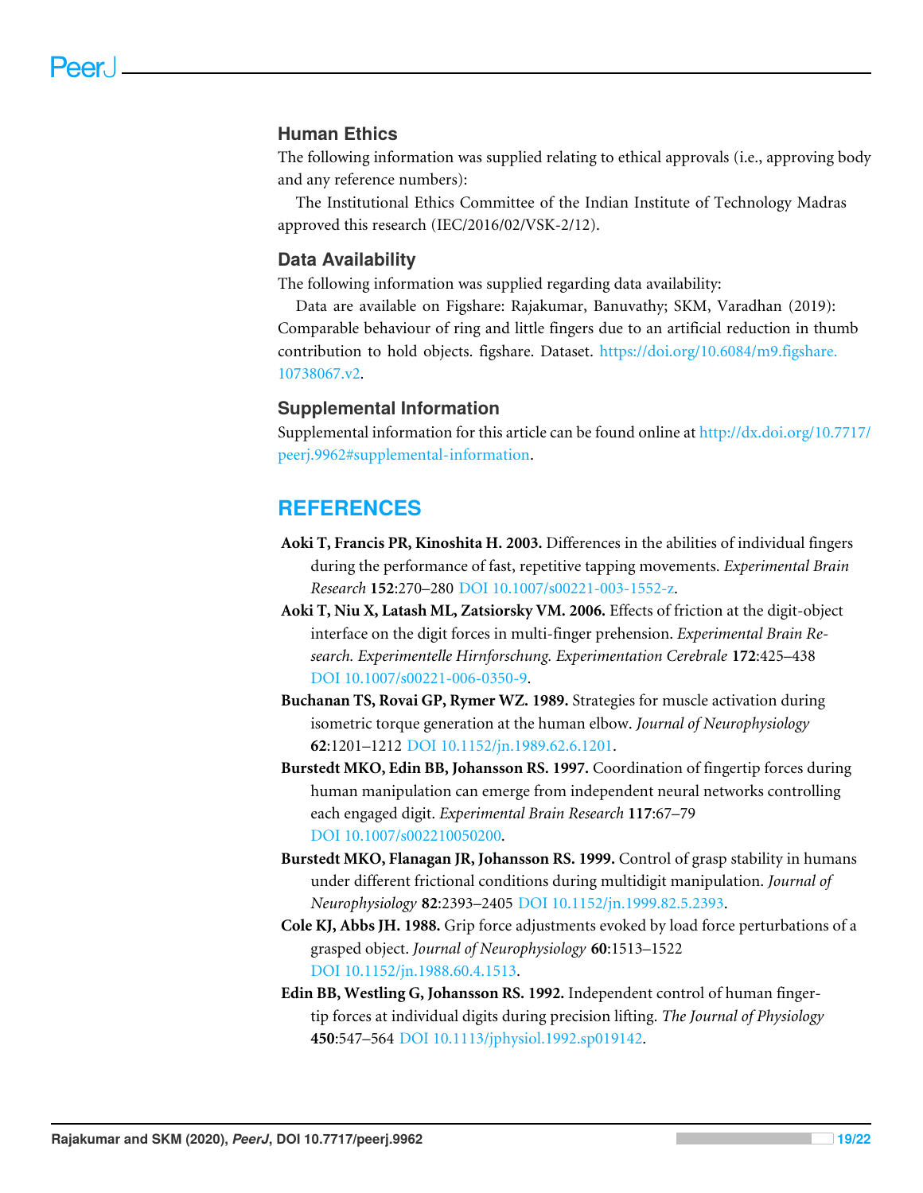## Human Ethics

The following information was supplied relating to ethical approvals (i.e., approving body and any reference numbers):

The Institutional Ethics Committee of the Indian Institute of Technology Madras approved this research (IEC/2016/02/VSK-2/12).

## Data Availability

The following information was supplied regarding data availability:

Data are available on Figshare: Rajakumar, Banuvathy; SKM, Varadhan (2019): Comparable behaviour of ring and little fingers due to an artificial reduction in thumb contribution to hold objects. figshare. Dataset. https://doi.org/10.6084/m9.figshare.10738067.v2.

## Supplemental Information

Supplemental information for this article can be found online at http://dx.doi.org/10.7717/peerj.9962#supplemental-information.

# REFERENCES

**Aoki T, Francis PR, Kinoshita H. 2003.** Differences in the abilities of individual fingers during the performance of fast, repetitive tapping movements. *Experimental Brain Research* **152**:270–280 DOI 10.1007/s00221-003-1552-z.

**Aoki T, Niu X, Latash ML, Zatsiorsky VM. 2006.** Effects of friction at the digit-object interface on the digit forces in multi-finger prehension. *Experimental Brain Research. Experimentelle Hirnforschung. Experimentation Cerebrale* **172**:425–438 DOI 10.1007/s00221-006-0350-9.

**Buchanan TS, Rovai GP, Rymer WZ. 1989.** Strategies for muscle activation during isometric torque generation at the human elbow. *Journal of Neurophysiology* **62**:1201–1212 DOI 10.1152/jn.1989.62.6.1201.

**Burstedt MKO, Edin BB, Johansson RS. 1997.** Coordination of fingertip forces during human manipulation can emerge from independent neural networks controlling each engaged digit. *Experimental Brain Research* **117**:67–79 DOI 10.1007/s002210050200.

**Burstedt MKO, Flanagan JR, Johansson RS. 1999.** Control of grasp stability in humans under different frictional conditions during multidigit manipulation. *Journal of Neurophysiology* **82**:2393–2405 DOI 10.1152/jn.1999.82.5.2393.

**Cole KJ, Abbs JH. 1988.** Grip force adjustments evoked by load force perturbations of a grasped object. *Journal of Neurophysiology* **60**:1513–1522 DOI 10.1152/jn.1988.60.4.1513.

**Edin BB, Westling G, Johansson RS. 1992.** Independent control of human finger-tip forces at individual digits during precision lifting. *The Journal of Physiology* **450**:547–564 DOI 10.1113/jphysiol.1992.sp019142.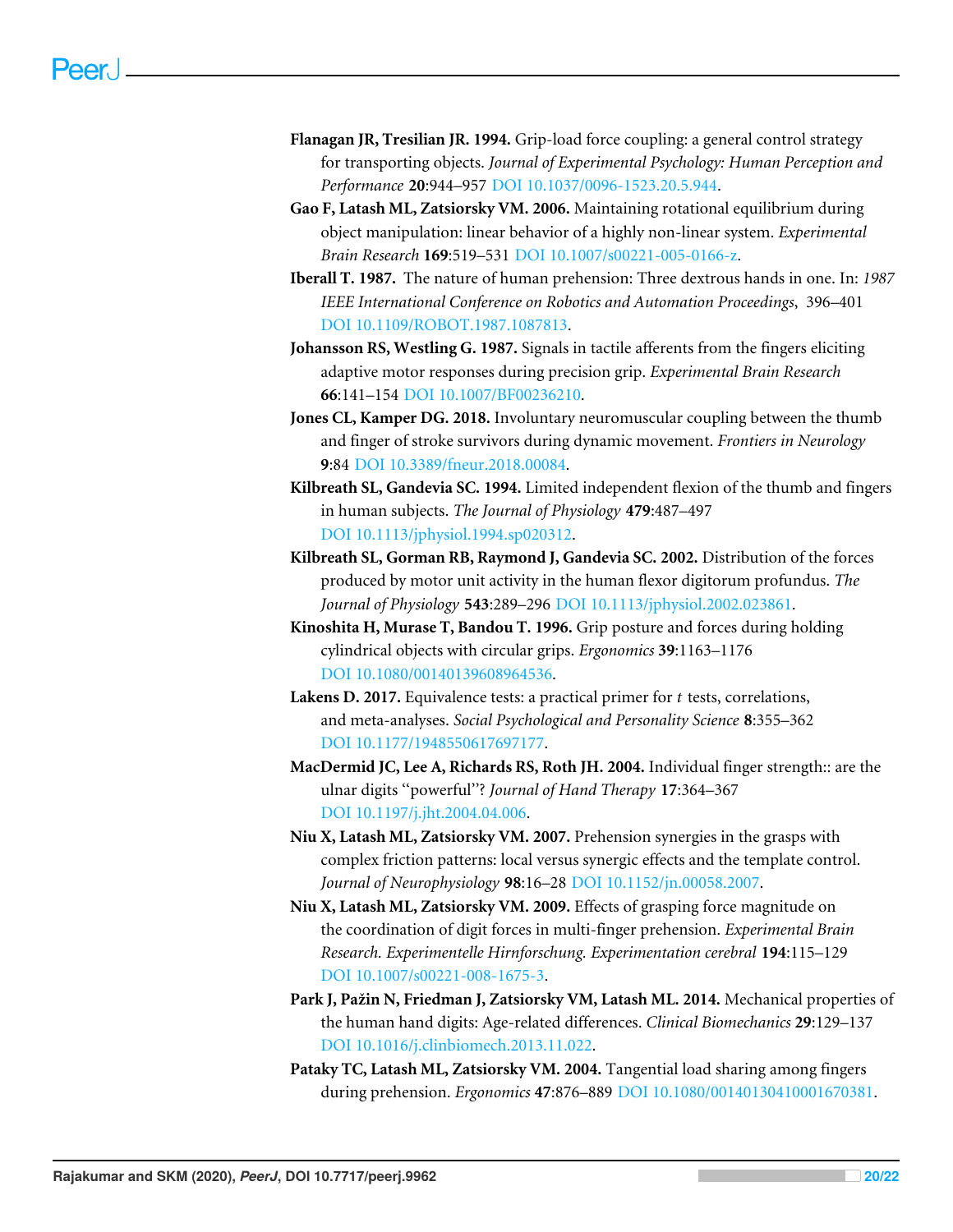**Flanagan JR, Tresilian JR. 1994.** Grip-load force coupling: a general control strategy for transporting objects. *Journal of Experimental Psychology: Human Perception and Performance* **20**:944–957 DOI 10.1037/0096-1523.20.5.944.

**Gao F, Latash ML, Zatsiorsky VM. 2006.** Maintaining rotational equilibrium during object manipulation: linear behavior of a highly non-linear system. *Experimental Brain Research* **169**:519–531 DOI 10.1007/s00221-005-0166-z.

**Iberall T. 1987.** The nature of human prehension: Three dextrous hands in one. In: *1987 IEEE International Conference on Robotics and Automation Proceedings*, 396–401 DOI 10.1109/ROBOT.1987.1087813.

**Johansson RS, Westling G. 1987.** Signals in tactile afferents from the fingers eliciting adaptive motor responses during precision grip. *Experimental Brain Research* **66**:141–154 DOI 10.1007/BF00236210.

**Jones CL, Kamper DG. 2018.** Involuntary neuromuscular coupling between the thumb and finger of stroke survivors during dynamic movement. *Frontiers in Neurology* **9**:84 DOI 10.3389/fneur.2018.00084.

**Kilbreath SL, Gandevia SC. 1994.** Limited independent flexion of the thumb and fingers in human subjects. *The Journal of Physiology* **479**:487–497 DOI 10.1113/jphysiol.1994.sp020312.

**Kilbreath SL, Gorman RB, Raymond J, Gandevia SC. 2002.** Distribution of the forces produced by motor unit activity in the human flexor digitorum profundus. *The Journal of Physiology* **543**:289–296 DOI 10.1113/jphysiol.2002.023861.

**Kinoshita H, Murase T, Bandou T. 1996.** Grip posture and forces during holding cylindrical objects with circular grips. *Ergonomics* **39**:1163–1176 DOI 10.1080/00140139608964536.

**Lakens D. 2017.** Equivalence tests: a practical primer for *t* tests, correlations, and meta-analyses. *Social Psychological and Personality Science* **8**:355–362 DOI 10.1177/1948550617697177.

**MacDermid JC, Lee A, Richards RS, Roth JH. 2004.** Individual finger strength:: are the ulnar digits "powerful"? *Journal of Hand Therapy* **17**:364–367 DOI 10.1197/j.jht.2004.04.006.

**Niu X, Latash ML, Zatsiorsky VM. 2007.** Prehension synergies in the grasps with complex friction patterns: local versus synergic effects and the template control. *Journal of Neurophysiology* **98**:16–28 DOI 10.1152/jn.00058.2007.

**Niu X, Latash ML, Zatsiorsky VM. 2009.** Effects of grasping force magnitude on the coordination of digit forces in multi-finger prehension. *Experimental Brain Research. Experimentelle Hirnforschung. Experimentation cerebral* **194**:115–129 DOI 10.1007/s00221-008-1675-3.

**Park J, Pažin N, Friedman J, Zatsiorsky VM, Latash ML. 2014.** Mechanical properties of the human hand digits: Age-related differences. *Clinical Biomechanics* **29**:129–137 DOI 10.1016/j.clinbiomech.2013.11.022.

**Pataky TC, Latash ML, Zatsiorsky VM. 2004.** Tangential load sharing among fingers during prehension. *Ergonomics* **47**:876–889 DOI 10.1080/00140130410001670381.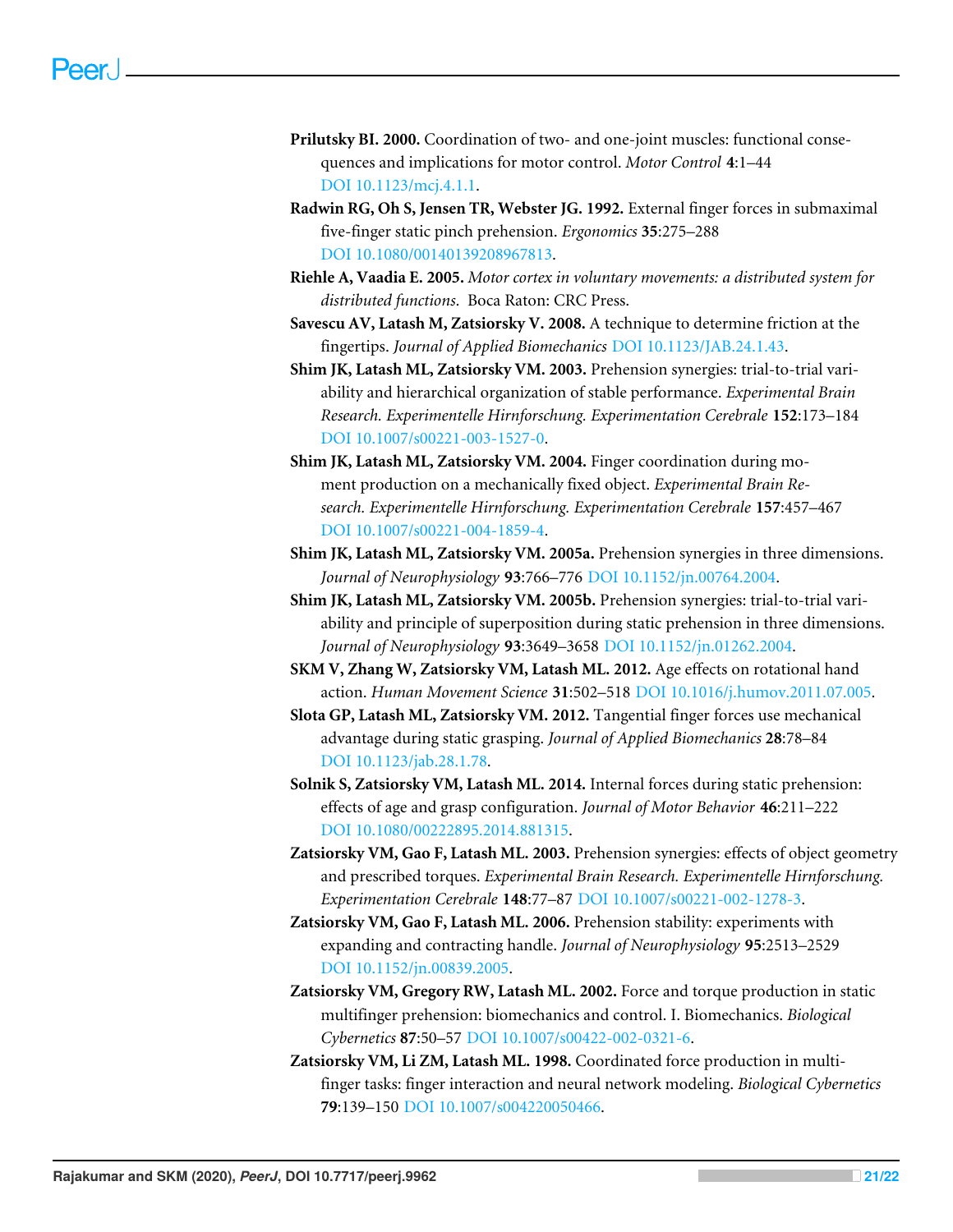**Prilutsky BI. 2000.** Coordination of two- and one-joint muscles: functional consequences and implications for motor control. *Motor Control* **4**:1–44 DOI 10.1123/mcj.4.1.1.

**Radwin RG, Oh S, Jensen TR, Webster JG. 1992.** External finger forces in submaximal five-finger static pinch prehension. *Ergonomics* **35**:275–288 DOI 10.1080/00140139208967813.

**Riehle A, Vaadia E. 2005.** *Motor cortex in voluntary movements: a distributed system for distributed functions*. Boca Raton: CRC Press.

**Savescu AV, Latash M, Zatsiorsky V. 2008.** A technique to determine friction at the fingertips. *Journal of Applied Biomechanics* DOI 10.1123/JAB.24.1.43.

**Shim JK, Latash ML, Zatsiorsky VM. 2003.** Prehension synergies: trial-to-trial variability and hierarchical organization of stable performance. *Experimental Brain Research. Experimentelle Hirnforschung. Experimentation Cerebrale* **152**:173–184 DOI 10.1007/s00221-003-1527-0.

**Shim JK, Latash ML, Zatsiorsky VM. 2004.** Finger coordination during moment production on a mechanically fixed object. *Experimental Brain Research. Experimentelle Hirnforschung. Experimentation Cerebrale* **157**:457–467 DOI 10.1007/s00221-004-1859-4.

**Shim JK, Latash ML, Zatsiorsky VM. 2005a.** Prehension synergies in three dimensions. *Journal of Neurophysiology* **93**:766–776 DOI 10.1152/jn.00764.2004.

**Shim JK, Latash ML, Zatsiorsky VM. 2005b.** Prehension synergies: trial-to-trial variability and principle of superposition during static prehension in three dimensions. *Journal of Neurophysiology* **93**:3649–3658 DOI 10.1152/jn.01262.2004.

**SKM V, Zhang W, Zatsiorsky VM, Latash ML. 2012.** Age effects on rotational hand action. *Human Movement Science* **31**:502–518 DOI 10.1016/j.humov.2011.07.005.

**Slota GP, Latash ML, Zatsiorsky VM. 2012.** Tangential finger forces use mechanical advantage during static grasping. *Journal of Applied Biomechanics* **28**:78–84 DOI 10.1123/jab.28.1.78.

**Solnik S, Zatsiorsky VM, Latash ML. 2014.** Internal forces during static prehension: effects of age and grasp configuration. *Journal of Motor Behavior* **46**:211–222 DOI 10.1080/00222895.2014.881315.

**Zatsiorsky VM, Gao F, Latash ML. 2003.** Prehension synergies: effects of object geometry and prescribed torques. *Experimental Brain Research. Experimentelle Hirnforschung. Experimentation Cerebrale* **148**:77–87 DOI 10.1007/s00221-002-1278-3.

**Zatsiorsky VM, Gao F, Latash ML. 2006.** Prehension stability: experiments with expanding and contracting handle. *Journal of Neurophysiology* **95**:2513–2529 DOI 10.1152/jn.00839.2005.

**Zatsiorsky VM, Gregory RW, Latash ML. 2002.** Force and torque production in static multifinger prehension: biomechanics and control. I. Biomechanics. *Biological Cybernetics* **87**:50–57 DOI 10.1007/s00422-002-0321-6.

**Zatsiorsky VM, Li ZM, Latash ML. 1998.** Coordinated force production in multi-finger tasks: finger interaction and neural network modeling. *Biological Cybernetics* **79**:139–150 DOI 10.1007/s004220050466.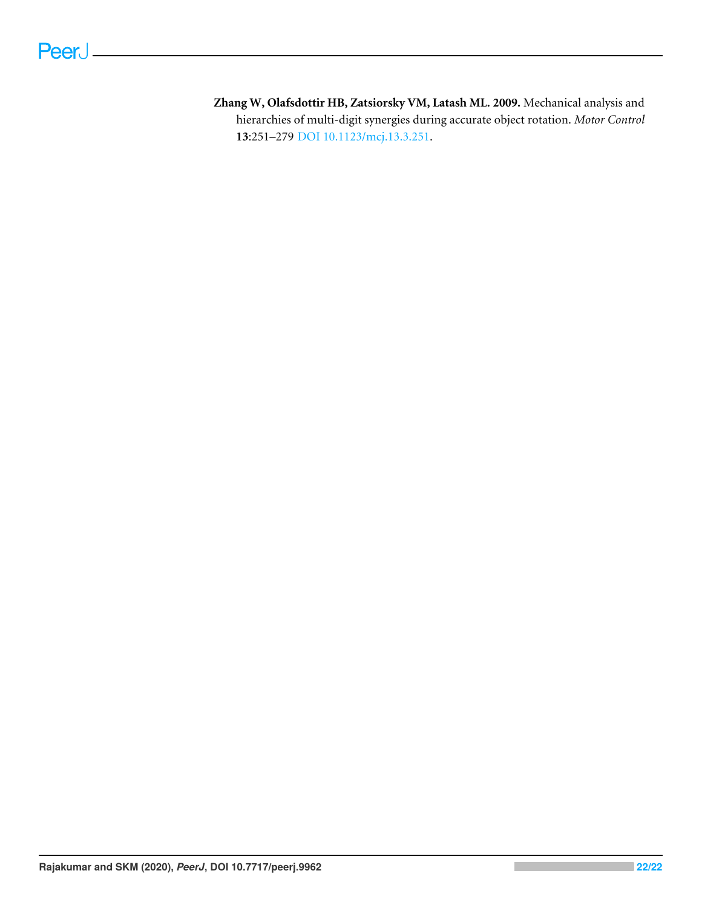**Zhang W, Olafsdottir HB, Zatsiorsky VM, Latash ML. 2009.** Mechanical analysis and hierarchies of multi-digit synergies during accurate object rotation. *Motor Control* **13**:251–279 DOI 10.1123/mcj.13.3.251.